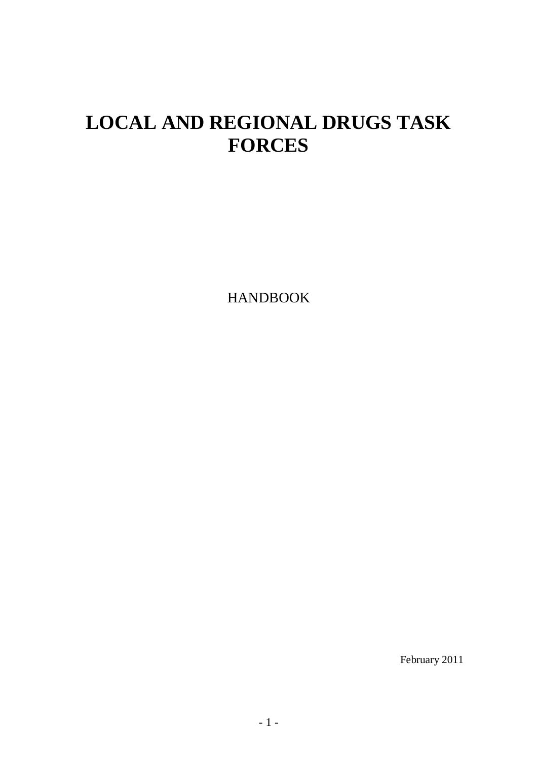# LOCAL AND REGIONAL DRUGS TASK FORCES

HANDBOOK

February 2011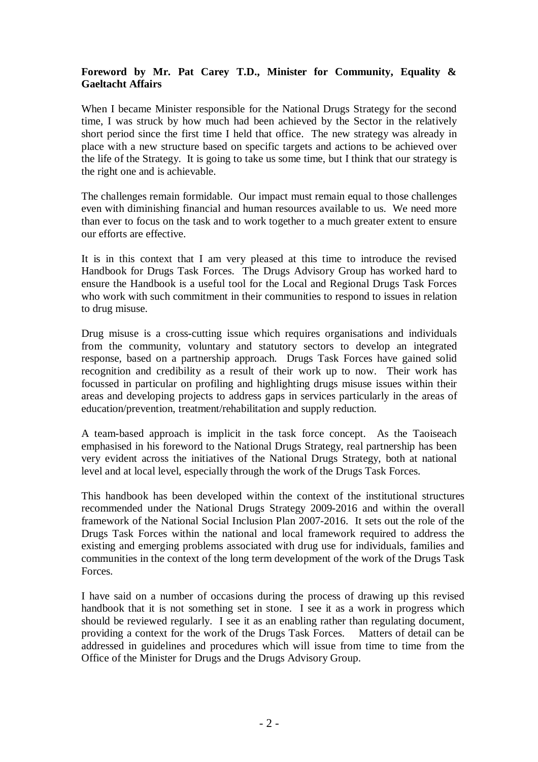**Foreword by Mr. Pat Carey T.D., Minister for Community, Equality & Gaeltacht Affairs**

When I became Minister responsible for the National Drugs Strategy for the second time, I was struck by how much had been achieved by the Sector in the relatively short period since the first time I held that office. The new strategy was already in place with a new structure based on specific targets and actions to be achieved over the life of the Strategy. It is going to take us some time, but I think that our strategy is the right one and is achievable.

The challenges remain formidable. Our impact must remain equal to those challenges even with diminishing financial and human resources available to us. We need more than ever to focus on the task and to work together to a much greater extent to ensure our efforts are effective.

It is in this context that I am very pleased at this time to introduce the revised Handbook for Drugs Task Forces. The Drugs Advisory Group has worked hard to ensure the Handbook is a useful tool for the Local and Regional Drugs Task Forces who work with such commitment in their communities to respond to issues in relation to drug misuse.

Drug misuse is a cross-cutting issue which requires organisations and individuals from the community, voluntary and statutory sectors to develop an integrated response, based on a partnership approach. Drugs Task Forces have gained solid recognition and credibility as a result of their work up to now. Their work has focussed in particular on profiling and highlighting drugs misuse issues within their areas and developing projects to address gaps in services particularly in the areas of education/prevention, treatment/rehabilitation and supply reduction.

A team-based approach is implicit in the task force concept. As the Taoiseach emphasised in his foreword to the National Drugs Strategy, real partnership has been very evident across the initiatives of the National Drugs Strategy, both at national level and at local level, especially through the work of the Drugs Task Forces.

This handbook has been developed within the context of the institutional structures recommended under the National Drugs Strategy 2009-2016 and within the overall framework of the National Social Inclusion Plan 2007-2016. It sets out the role of the Drugs Task Forces within the national and local framework required to address the existing and emerging problems associated with drug use for individuals, families and communities in the context of the long term development of the work of the Drugs Task Forces.

I have said on a number of occasions during the process of drawing up this revised handbook that it is not something set in stone. I see it as a work in progress which should be reviewed regularly. I see it as an enabling rather than regulating document, providing a context for the work of the Drugs Task Forces. Matters of detail can be addressed in guidelines and procedures which will issue from time to time from the Office of the Minister for Drugs and the Drugs Advisory Group.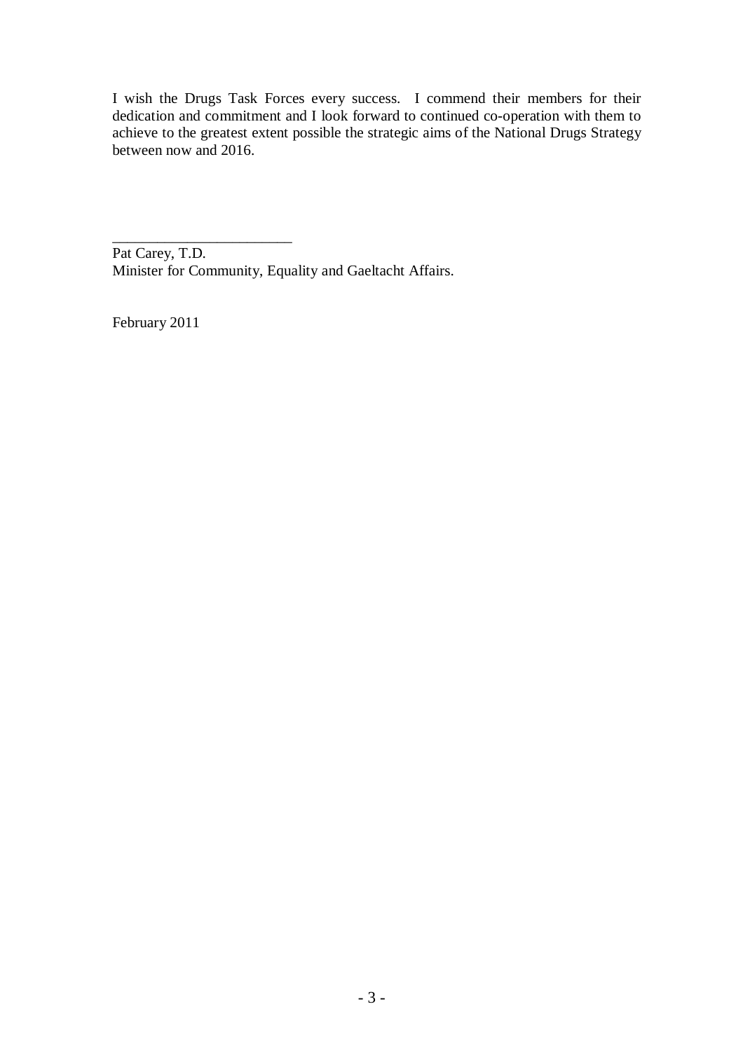I wish the Drugs Task Forces every success. I commend their members for their dedication and commitment and I look forward to continued co-operation with them to achieve to the greatest extent possible the strategic aims of the National Drugs Strategy between now and 2016.

\_\_\_\_\_\_\_\_\_\_\_\_\_\_\_\_\_\_\_\_\_\_\_\_

Pat Carey, T.D.
Minister for Community, Equality and Gaeltacht Affairs.

February 2011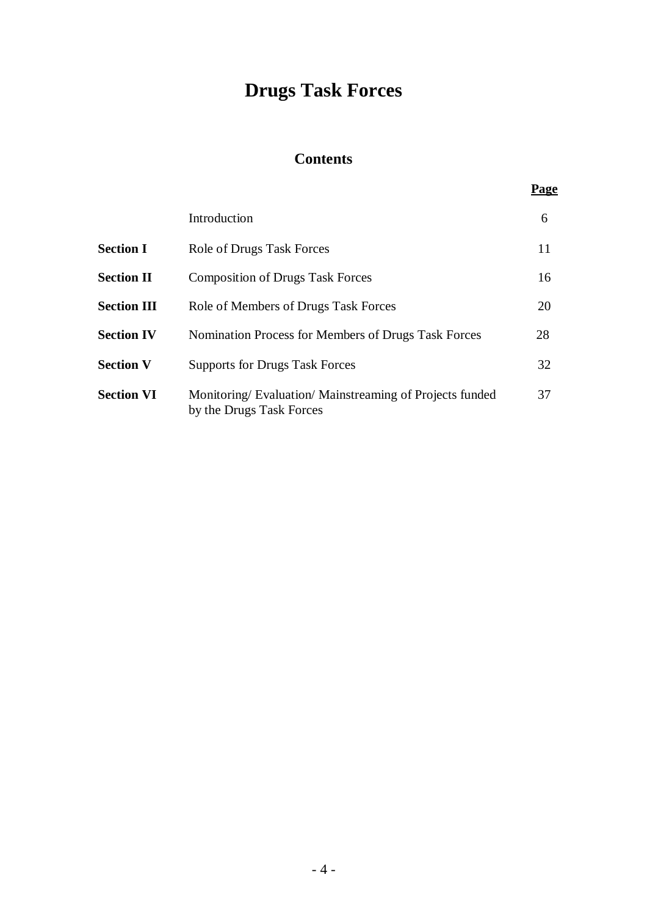# Drugs Task Forces

## Contents

| | | Page |
|---|---|---|
| | Introduction | 6 |
| **Section I** | Role of Drugs Task Forces | 11 |
| **Section II** | Composition of Drugs Task Forces | 16 |
| **Section III** | Role of Members of Drugs Task Forces | 20 |
| **Section IV** | Nomination Process for Members of Drugs Task Forces | 28 |
| **Section V** | Supports for Drugs Task Forces | 32 |
| **Section VI** | Monitoring/ Evaluation/ Mainstreaming of Projects funded by the Drugs Task Forces | 37 |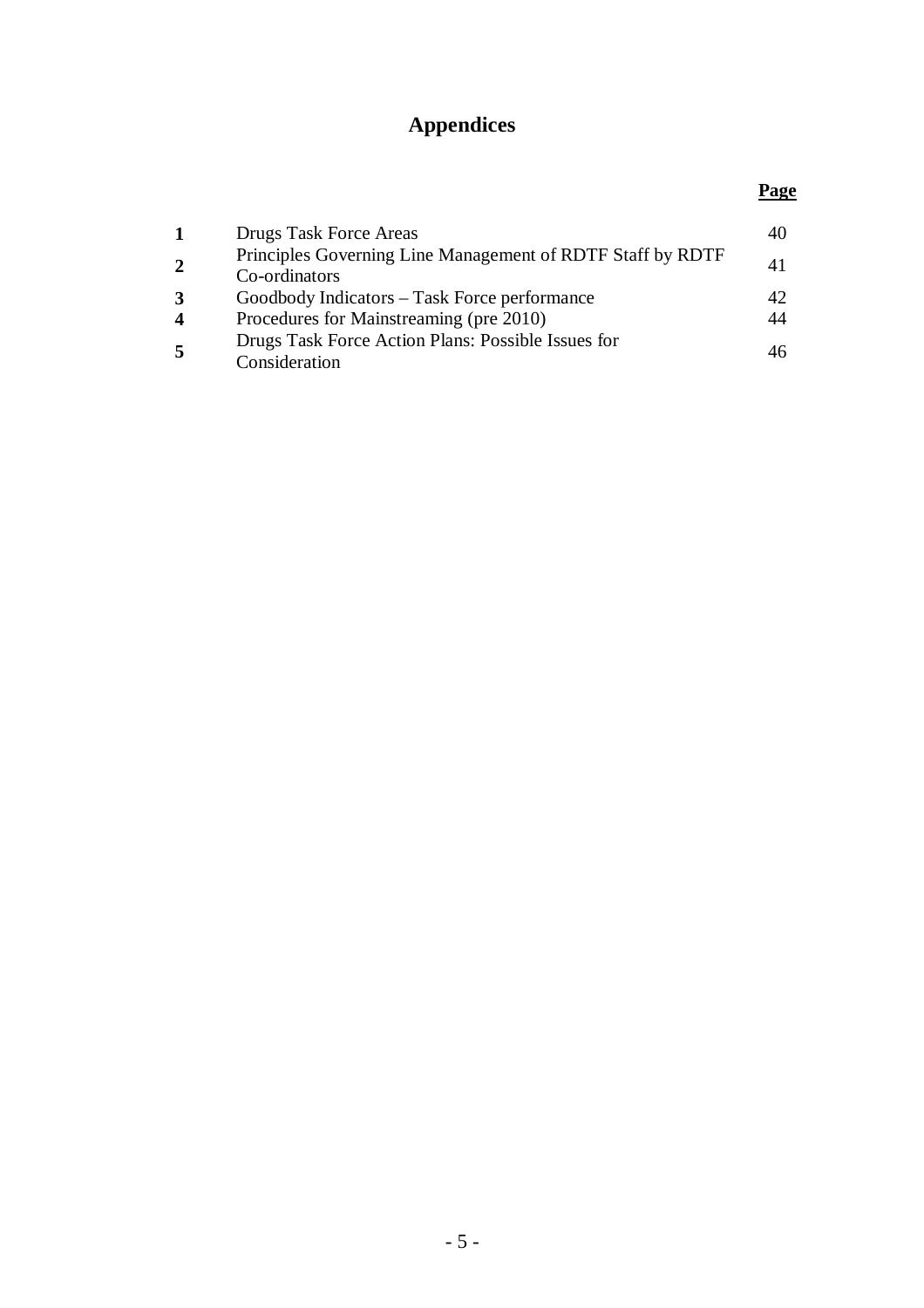# Appendices

| | | Page |
|---|---|---|
| **1** | Drugs Task Force Areas | 40 |
| **2** | Principles Governing Line Management of RDTF Staff by RDTF Co-ordinators | 41 |
| **3** | Goodbody Indicators – Task Force performance | 42 |
| **4** | Procedures for Mainstreaming (pre 2010) | 44 |
| **5** | Drugs Task Force Action Plans: Possible Issues for Consideration | 46 |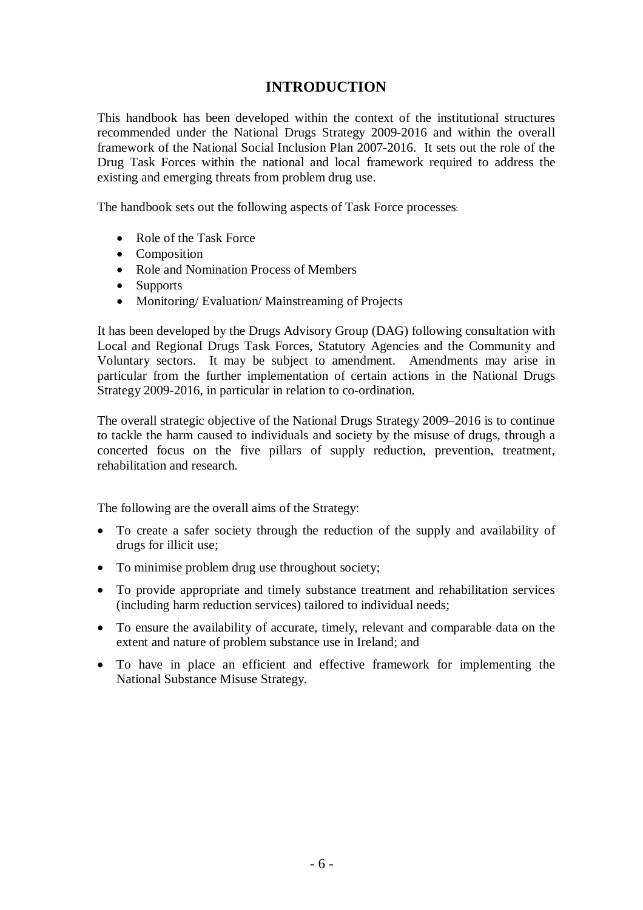# INTRODUCTION

This handbook has been developed within the context of the institutional structures recommended under the National Drugs Strategy 2009-2016 and within the overall framework of the National Social Inclusion Plan 2007-2016. It sets out the role of the Drug Task Forces within the national and local framework required to address the existing and emerging threats from problem drug use.

The handbook sets out the following aspects of Task Force processes:

- Role of the Task Force
- Composition
- Role and Nomination Process of Members
- Supports
- Monitoring/ Evaluation/ Mainstreaming of Projects

It has been developed by the Drugs Advisory Group (DAG) following consultation with Local and Regional Drugs Task Forces, Statutory Agencies and the Community and Voluntary sectors. It may be subject to amendment. Amendments may arise in particular from the further implementation of certain actions in the National Drugs Strategy 2009-2016, in particular in relation to co-ordination.

The overall strategic objective of the National Drugs Strategy 2009–2016 is to continue to tackle the harm caused to individuals and society by the misuse of drugs, through a concerted focus on the five pillars of supply reduction, prevention, treatment, rehabilitation and research.

The following are the overall aims of the Strategy:

- To create a safer society through the reduction of the supply and availability of drugs for illicit use;
- To minimise problem drug use throughout society;
- To provide appropriate and timely substance treatment and rehabilitation services (including harm reduction services) tailored to individual needs;
- To ensure the availability of accurate, timely, relevant and comparable data on the extent and nature of problem substance use in Ireland; and
- To have in place an efficient and effective framework for implementing the National Substance Misuse Strategy.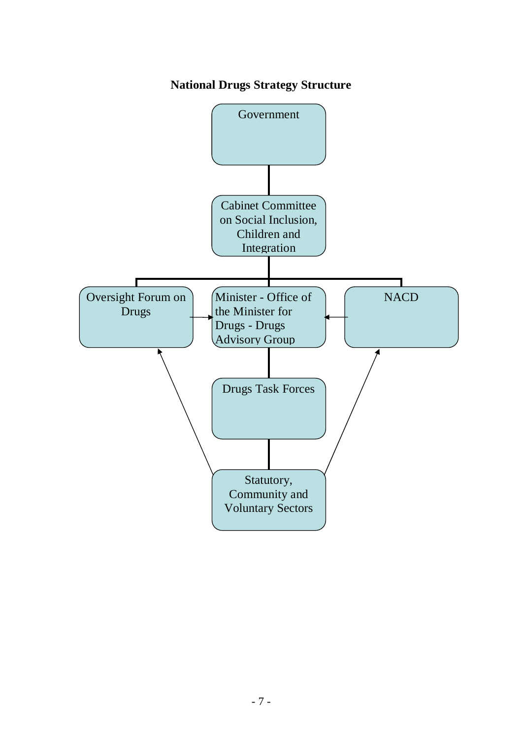**National Drugs Strategy Structure**

Government

Cabinet Committee on Social Inclusion, Children and Integration

Oversight Forum on Drugs

Minister - Office of the Minister for Drugs - Drugs Advisory Group

NACD

Drugs Task Forces

Statutory, Community and Voluntary Sectors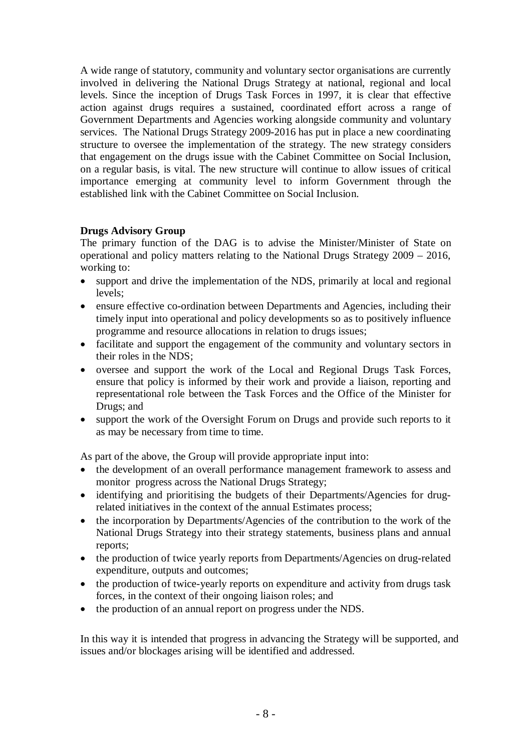A wide range of statutory, community and voluntary sector organisations are currently involved in delivering the National Drugs Strategy at national, regional and local levels. Since the inception of Drugs Task Forces in 1997, it is clear that effective action against drugs requires a sustained, coordinated effort across a range of Government Departments and Agencies working alongside community and voluntary services. The National Drugs Strategy 2009-2016 has put in place a new coordinating structure to oversee the implementation of the strategy. The new strategy considers that engagement on the drugs issue with the Cabinet Committee on Social Inclusion, on a regular basis, is vital. The new structure will continue to allow issues of critical importance emerging at community level to inform Government through the established link with the Cabinet Committee on Social Inclusion.

**Drugs Advisory Group**

The primary function of the DAG is to advise the Minister/Minister of State on operational and policy matters relating to the National Drugs Strategy 2009 – 2016, working to:

- support and drive the implementation of the NDS, primarily at local and regional levels;
- ensure effective co-ordination between Departments and Agencies, including their timely input into operational and policy developments so as to positively influence programme and resource allocations in relation to drugs issues;
- facilitate and support the engagement of the community and voluntary sectors in their roles in the NDS;
- oversee and support the work of the Local and Regional Drugs Task Forces, ensure that policy is informed by their work and provide a liaison, reporting and representational role between the Task Forces and the Office of the Minister for Drugs; and
- support the work of the Oversight Forum on Drugs and provide such reports to it as may be necessary from time to time.

As part of the above, the Group will provide appropriate input into:

- the development of an overall performance management framework to assess and monitor progress across the National Drugs Strategy;
- identifying and prioritising the budgets of their Departments/Agencies for drug-related initiatives in the context of the annual Estimates process;
- the incorporation by Departments/Agencies of the contribution to the work of the National Drugs Strategy into their strategy statements, business plans and annual reports;
- the production of twice yearly reports from Departments/Agencies on drug-related expenditure, outputs and outcomes;
- the production of twice-yearly reports on expenditure and activity from drugs task forces, in the context of their ongoing liaison roles; and
- the production of an annual report on progress under the NDS.

In this way it is intended that progress in advancing the Strategy will be supported, and issues and/or blockages arising will be identified and addressed.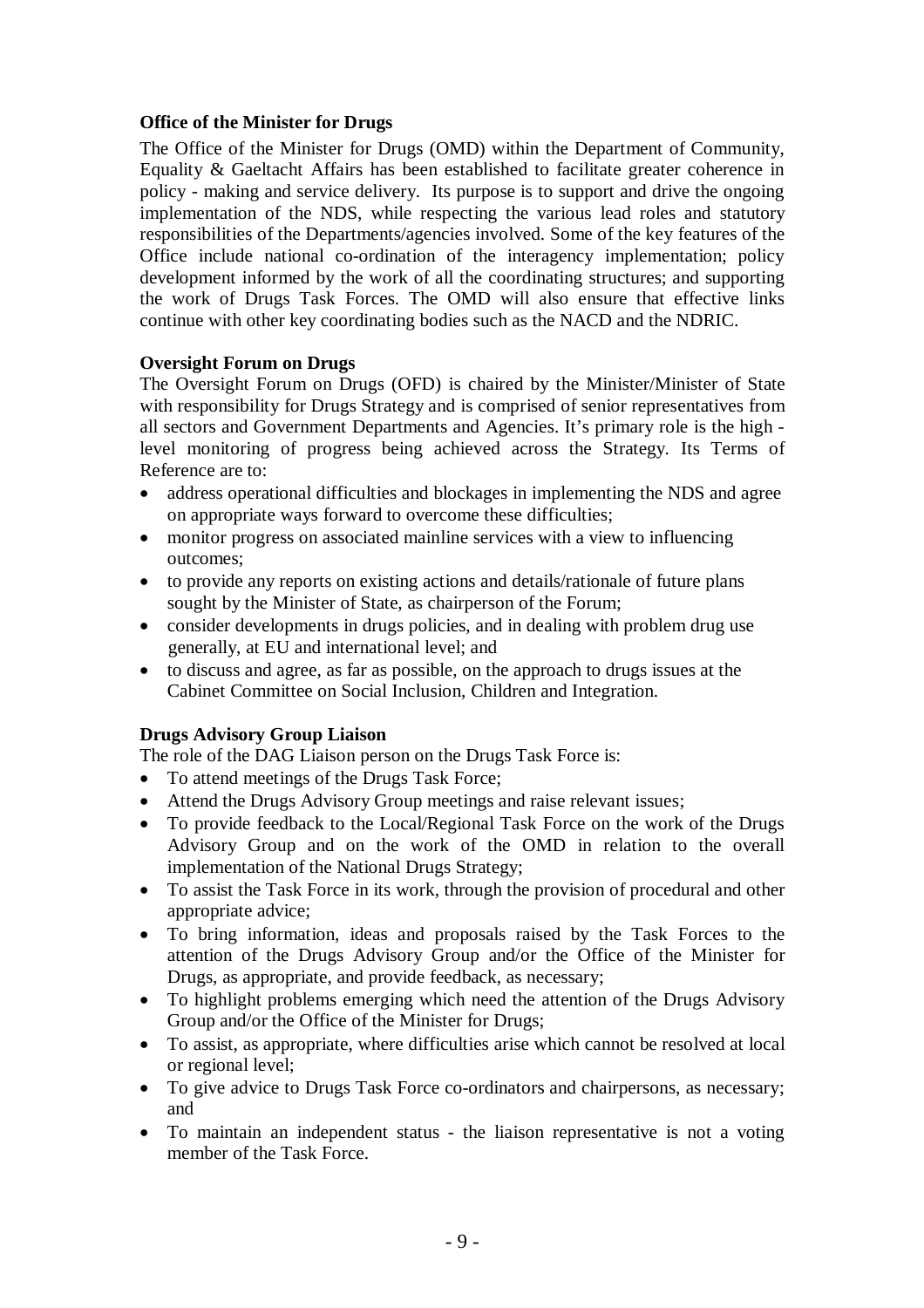**Office of the Minister for Drugs**

The Office of the Minister for Drugs (OMD) within the Department of Community, Equality & Gaeltacht Affairs has been established to facilitate greater coherence in policy - making and service delivery. Its purpose is to support and drive the ongoing implementation of the NDS, while respecting the various lead roles and statutory responsibilities of the Departments/agencies involved. Some of the key features of the Office include national co-ordination of the interagency implementation; policy development informed by the work of all the coordinating structures; and supporting the work of Drugs Task Forces. The OMD will also ensure that effective links continue with other key coordinating bodies such as the NACD and the NDRIC.

**Oversight Forum on Drugs**

The Oversight Forum on Drugs (OFD) is chaired by the Minister/Minister of State with responsibility for Drugs Strategy and is comprised of senior representatives from all sectors and Government Departments and Agencies. It's primary role is the high - level monitoring of progress being achieved across the Strategy. Its Terms of Reference are to:

- address operational difficulties and blockages in implementing the NDS and agree on appropriate ways forward to overcome these difficulties;
- monitor progress on associated mainline services with a view to influencing outcomes;
- to provide any reports on existing actions and details/rationale of future plans sought by the Minister of State, as chairperson of the Forum;
- consider developments in drugs policies, and in dealing with problem drug use generally, at EU and international level; and
- to discuss and agree, as far as possible, on the approach to drugs issues at the Cabinet Committee on Social Inclusion, Children and Integration.

**Drugs Advisory Group Liaison**

The role of the DAG Liaison person on the Drugs Task Force is:

- To attend meetings of the Drugs Task Force;
- Attend the Drugs Advisory Group meetings and raise relevant issues;
- To provide feedback to the Local/Regional Task Force on the work of the Drugs Advisory Group and on the work of the OMD in relation to the overall implementation of the National Drugs Strategy;
- To assist the Task Force in its work, through the provision of procedural and other appropriate advice;
- To bring information, ideas and proposals raised by the Task Forces to the attention of the Drugs Advisory Group and/or the Office of the Minister for Drugs, as appropriate, and provide feedback, as necessary;
- To highlight problems emerging which need the attention of the Drugs Advisory Group and/or the Office of the Minister for Drugs;
- To assist, as appropriate, where difficulties arise which cannot be resolved at local or regional level;
- To give advice to Drugs Task Force co-ordinators and chairpersons, as necessary; and
- To maintain an independent status - the liaison representative is not a voting member of the Task Force.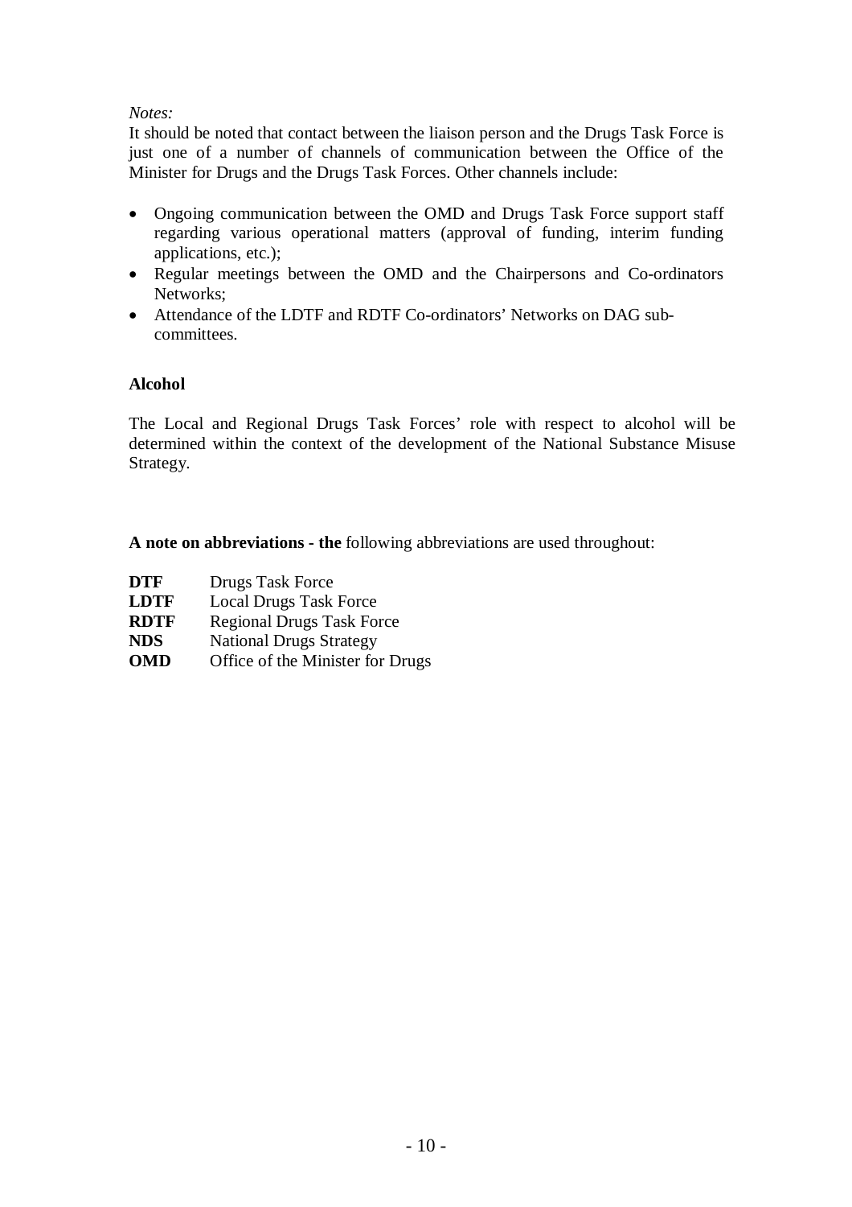*Notes:*
It should be noted that contact between the liaison person and the Drugs Task Force is just one of a number of channels of communication between the Office of the Minister for Drugs and the Drugs Task Forces. Other channels include:

- Ongoing communication between the OMD and Drugs Task Force support staff regarding various operational matters (approval of funding, interim funding applications, etc.);
- Regular meetings between the OMD and the Chairpersons and Co-ordinators Networks;
- Attendance of the LDTF and RDTF Co-ordinators' Networks on DAG sub-committees.

**Alcohol**

The Local and Regional Drugs Task Forces' role with respect to alcohol will be determined within the context of the development of the National Substance Misuse Strategy.

**A note on abbreviations - the** following abbreviations are used throughout:

| | |
|---|---|
| **DTF** | Drugs Task Force |
| **LDTF** | Local Drugs Task Force |
| **RDTF** | Regional Drugs Task Force |
| **NDS** | National Drugs Strategy |
| **OMD** | Office of the Minister for Drugs |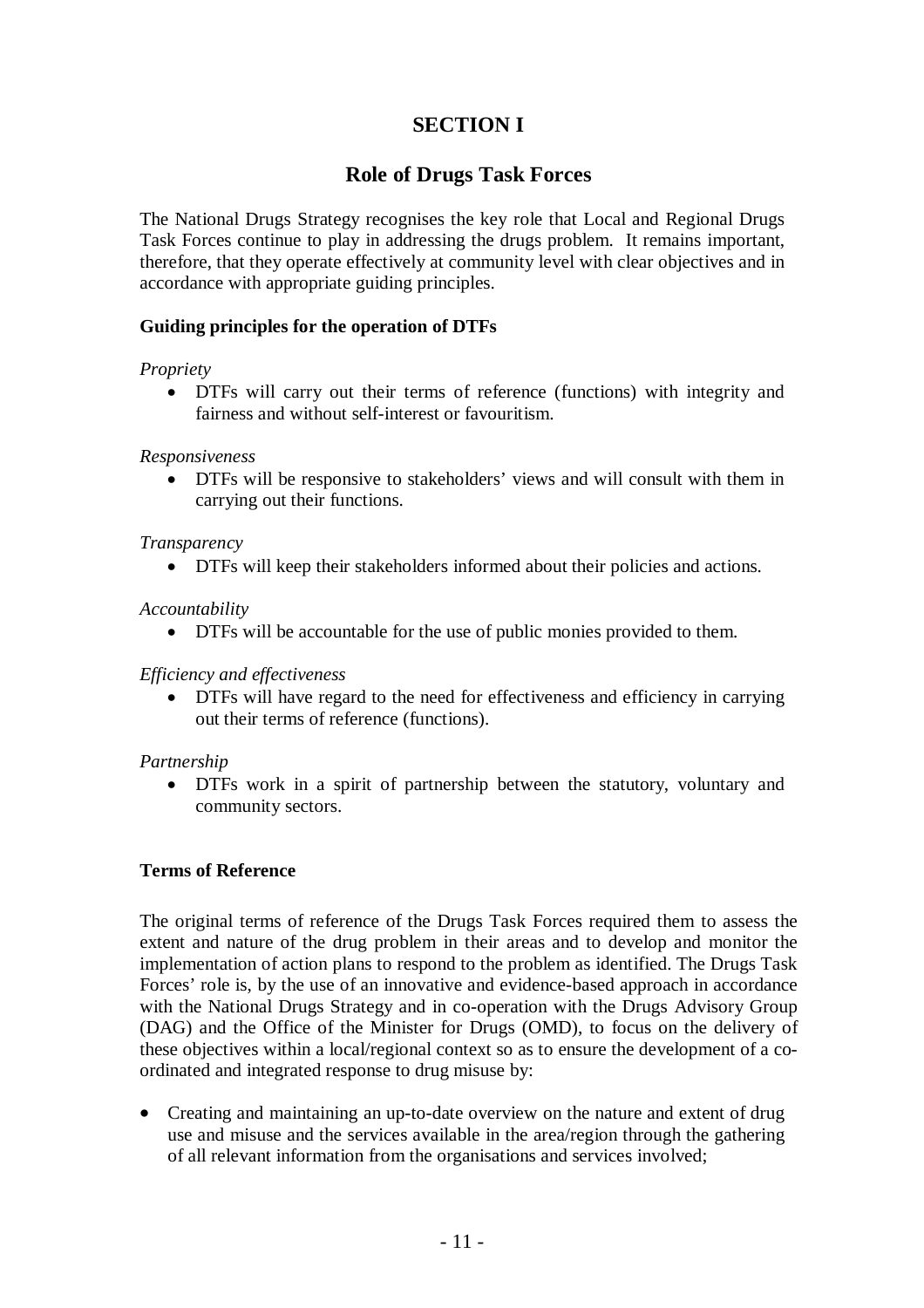# SECTION I

## Role of Drugs Task Forces

The National Drugs Strategy recognises the key role that Local and Regional Drugs Task Forces continue to play in addressing the drugs problem. It remains important, therefore, that they operate effectively at community level with clear objectives and in accordance with appropriate guiding principles.

### Guiding principles for the operation of DTFs

*Propriety*

- DTFs will carry out their terms of reference (functions) with integrity and fairness and without self-interest or favouritism.

*Responsiveness*

- DTFs will be responsive to stakeholders' views and will consult with them in carrying out their functions.

*Transparency*

- DTFs will keep their stakeholders informed about their policies and actions.

*Accountability*

- DTFs will be accountable for the use of public monies provided to them.

*Efficiency and effectiveness*

- DTFs will have regard to the need for effectiveness and efficiency in carrying out their terms of reference (functions).

*Partnership*

- DTFs work in a spirit of partnership between the statutory, voluntary and community sectors.

### Terms of Reference

The original terms of reference of the Drugs Task Forces required them to assess the extent and nature of the drug problem in their areas and to develop and monitor the implementation of action plans to respond to the problem as identified. The Drugs Task Forces' role is, by the use of an innovative and evidence-based approach in accordance with the National Drugs Strategy and in co-operation with the Drugs Advisory Group (DAG) and the Office of the Minister for Drugs (OMD), to focus on the delivery of these objectives within a local/regional context so as to ensure the development of a co-ordinated and integrated response to drug misuse by:

- Creating and maintaining an up-to-date overview on the nature and extent of drug use and misuse and the services available in the area/region through the gathering of all relevant information from the organisations and services involved;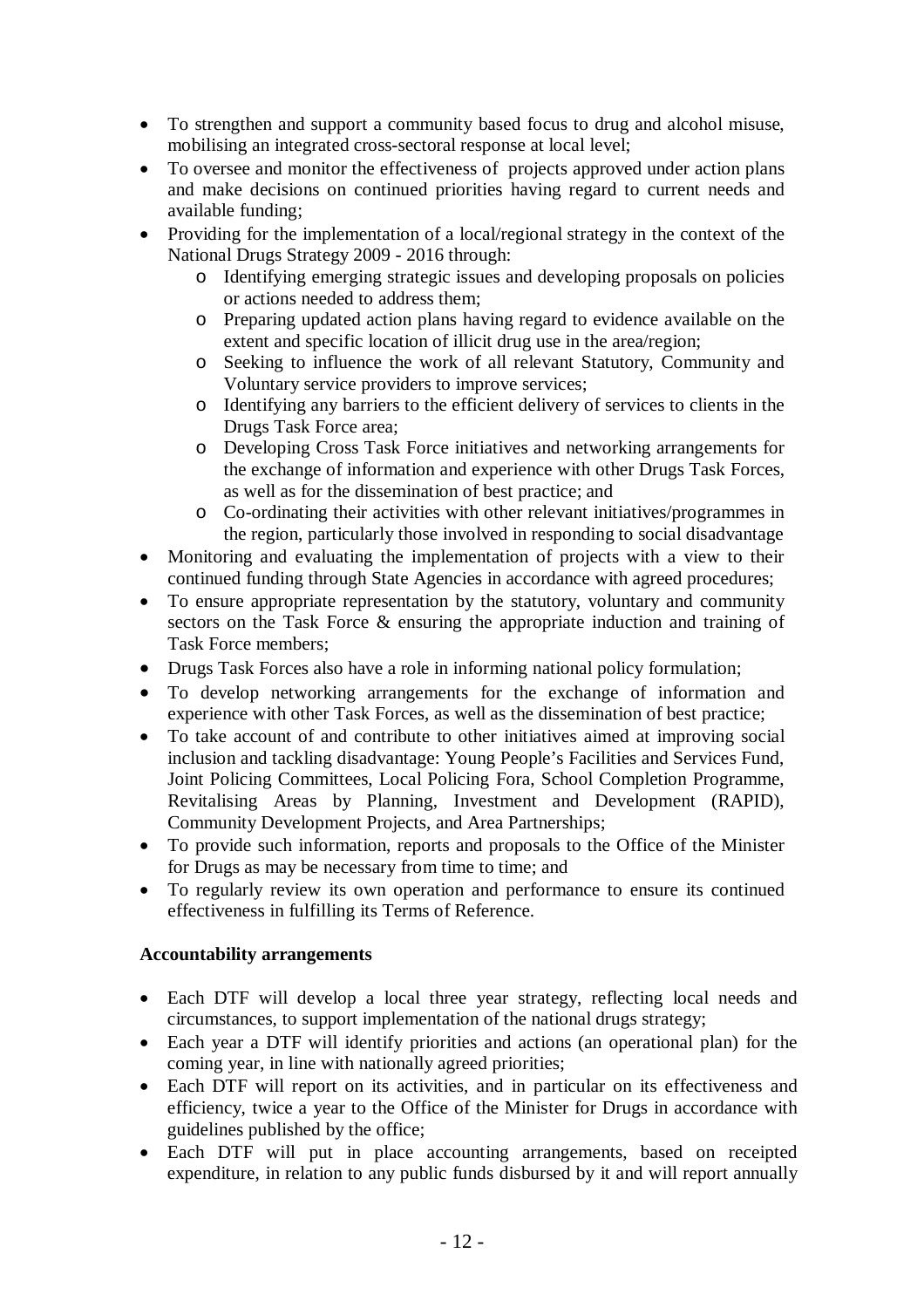- To strengthen and support a community based focus to drug and alcohol misuse, mobilising an integrated cross-sectoral response at local level;
- To oversee and monitor the effectiveness of projects approved under action plans and make decisions on continued priorities having regard to current needs and available funding;
- Providing for the implementation of a local/regional strategy in the context of the National Drugs Strategy 2009 - 2016 through:
    - Identifying emerging strategic issues and developing proposals on policies or actions needed to address them;
    - Preparing updated action plans having regard to evidence available on the extent and specific location of illicit drug use in the area/region;
    - Seeking to influence the work of all relevant Statutory, Community and Voluntary service providers to improve services;
    - Identifying any barriers to the efficient delivery of services to clients in the Drugs Task Force area;
    - Developing Cross Task Force initiatives and networking arrangements for the exchange of information and experience with other Drugs Task Forces, as well as for the dissemination of best practice; and
    - Co-ordinating their activities with other relevant initiatives/programmes in the region, particularly those involved in responding to social disadvantage
- Monitoring and evaluating the implementation of projects with a view to their continued funding through State Agencies in accordance with agreed procedures;
- To ensure appropriate representation by the statutory, voluntary and community sectors on the Task Force & ensuring the appropriate induction and training of Task Force members;
- Drugs Task Forces also have a role in informing national policy formulation;
- To develop networking arrangements for the exchange of information and experience with other Task Forces, as well as the dissemination of best practice;
- To take account of and contribute to other initiatives aimed at improving social inclusion and tackling disadvantage: Young People's Facilities and Services Fund, Joint Policing Committees, Local Policing Fora, School Completion Programme, Revitalising Areas by Planning, Investment and Development (RAPID), Community Development Projects, and Area Partnerships;
- To provide such information, reports and proposals to the Office of the Minister for Drugs as may be necessary from time to time; and
- To regularly review its own operation and performance to ensure its continued effectiveness in fulfilling its Terms of Reference.

**Accountability arrangements**

- Each DTF will develop a local three year strategy, reflecting local needs and circumstances, to support implementation of the national drugs strategy;
- Each year a DTF will identify priorities and actions (an operational plan) for the coming year, in line with nationally agreed priorities;
- Each DTF will report on its activities, and in particular on its effectiveness and efficiency, twice a year to the Office of the Minister for Drugs in accordance with guidelines published by the office;
- Each DTF will put in place accounting arrangements, based on receipted expenditure, in relation to any public funds disbursed by it and will report annually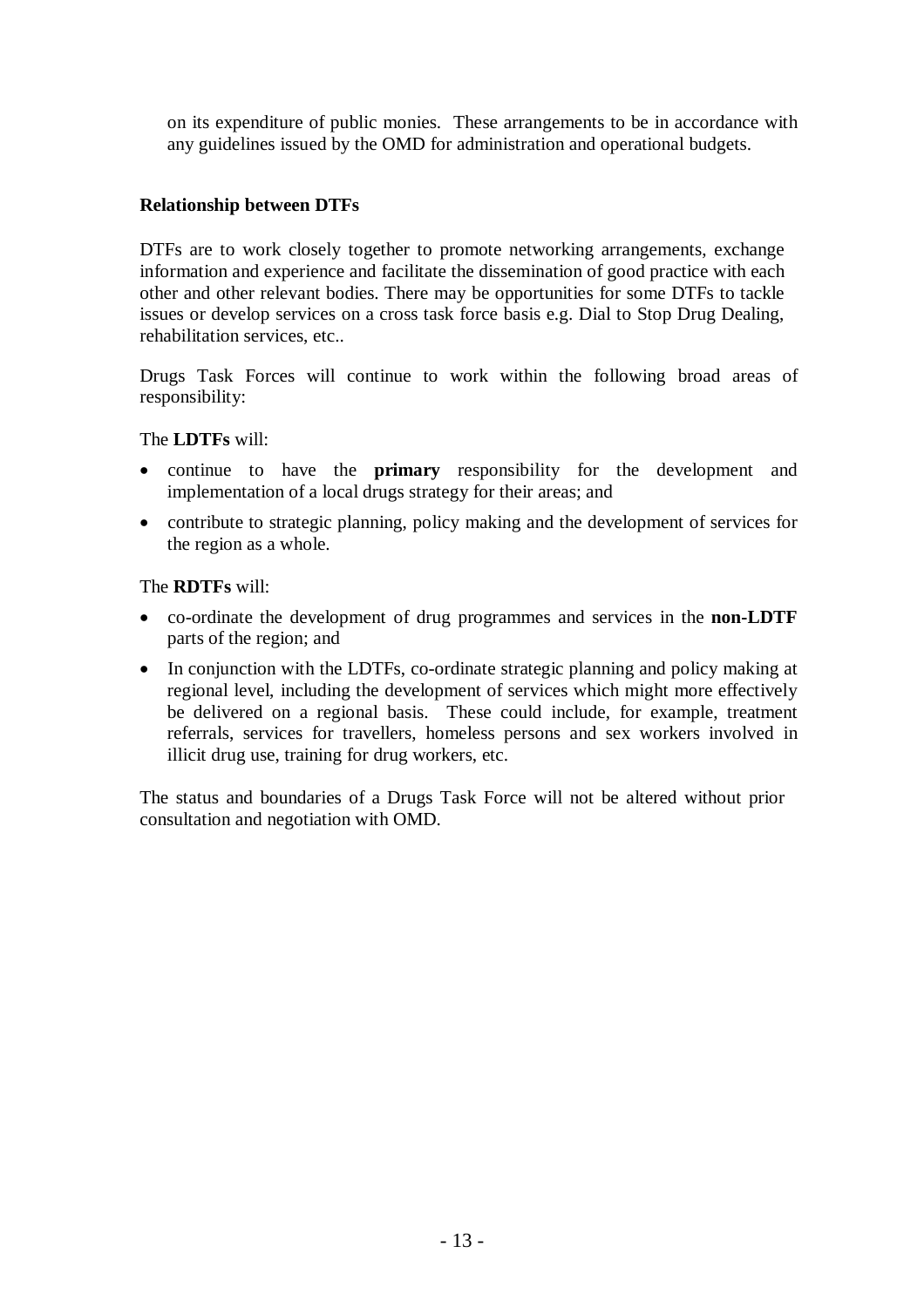on its expenditure of public monies. These arrangements to be in accordance with any guidelines issued by the OMD for administration and operational budgets.

**Relationship between DTFs**

DTFs are to work closely together to promote networking arrangements, exchange information and experience and facilitate the dissemination of good practice with each other and other relevant bodies. There may be opportunities for some DTFs to tackle issues or develop services on a cross task force basis e.g. Dial to Stop Drug Dealing, rehabilitation services, etc..

Drugs Task Forces will continue to work within the following broad areas of responsibility:

The **LDTFs** will:

- continue to have the **primary** responsibility for the development and implementation of a local drugs strategy for their areas; and
- contribute to strategic planning, policy making and the development of services for the region as a whole.

The **RDTFs** will:

- co-ordinate the development of drug programmes and services in the **non-LDTF** parts of the region; and
- In conjunction with the LDTFs, co-ordinate strategic planning and policy making at regional level, including the development of services which might more effectively be delivered on a regional basis. These could include, for example, treatment referrals, services for travellers, homeless persons and sex workers involved in illicit drug use, training for drug workers, etc.

The status and boundaries of a Drugs Task Force will not be altered without prior consultation and negotiation with OMD.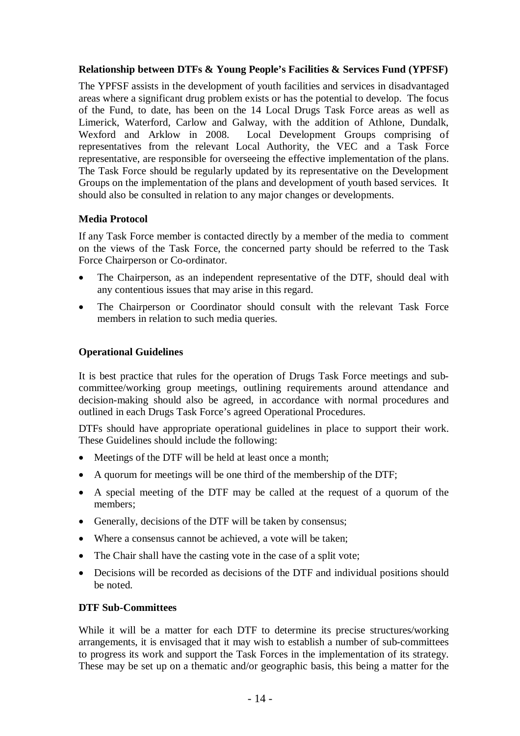**Relationship between DTFs & Young People's Facilities & Services Fund (YPFSF)**

The YPFSF assists in the development of youth facilities and services in disadvantaged areas where a significant drug problem exists or has the potential to develop. The focus of the Fund, to date, has been on the 14 Local Drugs Task Force areas as well as Limerick, Waterford, Carlow and Galway, with the addition of Athlone, Dundalk, Wexford and Arklow in 2008. Local Development Groups comprising of representatives from the relevant Local Authority, the VEC and a Task Force representative, are responsible for overseeing the effective implementation of the plans. The Task Force should be regularly updated by its representative on the Development Groups on the implementation of the plans and development of youth based services. It should also be consulted in relation to any major changes or developments.

**Media Protocol**

If any Task Force member is contacted directly by a member of the media to comment on the views of the Task Force, the concerned party should be referred to the Task Force Chairperson or Co-ordinator.

- The Chairperson, as an independent representative of the DTF, should deal with any contentious issues that may arise in this regard.
- The Chairperson or Coordinator should consult with the relevant Task Force members in relation to such media queries.

**Operational Guidelines**

It is best practice that rules for the operation of Drugs Task Force meetings and sub-committee/working group meetings, outlining requirements around attendance and decision-making should also be agreed, in accordance with normal procedures and outlined in each Drugs Task Force's agreed Operational Procedures.

DTFs should have appropriate operational guidelines in place to support their work. These Guidelines should include the following:

- Meetings of the DTF will be held at least once a month;
- A quorum for meetings will be one third of the membership of the DTF;
- A special meeting of the DTF may be called at the request of a quorum of the members;
- Generally, decisions of the DTF will be taken by consensus;
- Where a consensus cannot be achieved, a vote will be taken;
- The Chair shall have the casting vote in the case of a split vote;
- Decisions will be recorded as decisions of the DTF and individual positions should be noted.

**DTF Sub-Committees**

While it will be a matter for each DTF to determine its precise structures/working arrangements, it is envisaged that it may wish to establish a number of sub-committees to progress its work and support the Task Forces in the implementation of its strategy. These may be set up on a thematic and/or geographic basis, this being a matter for the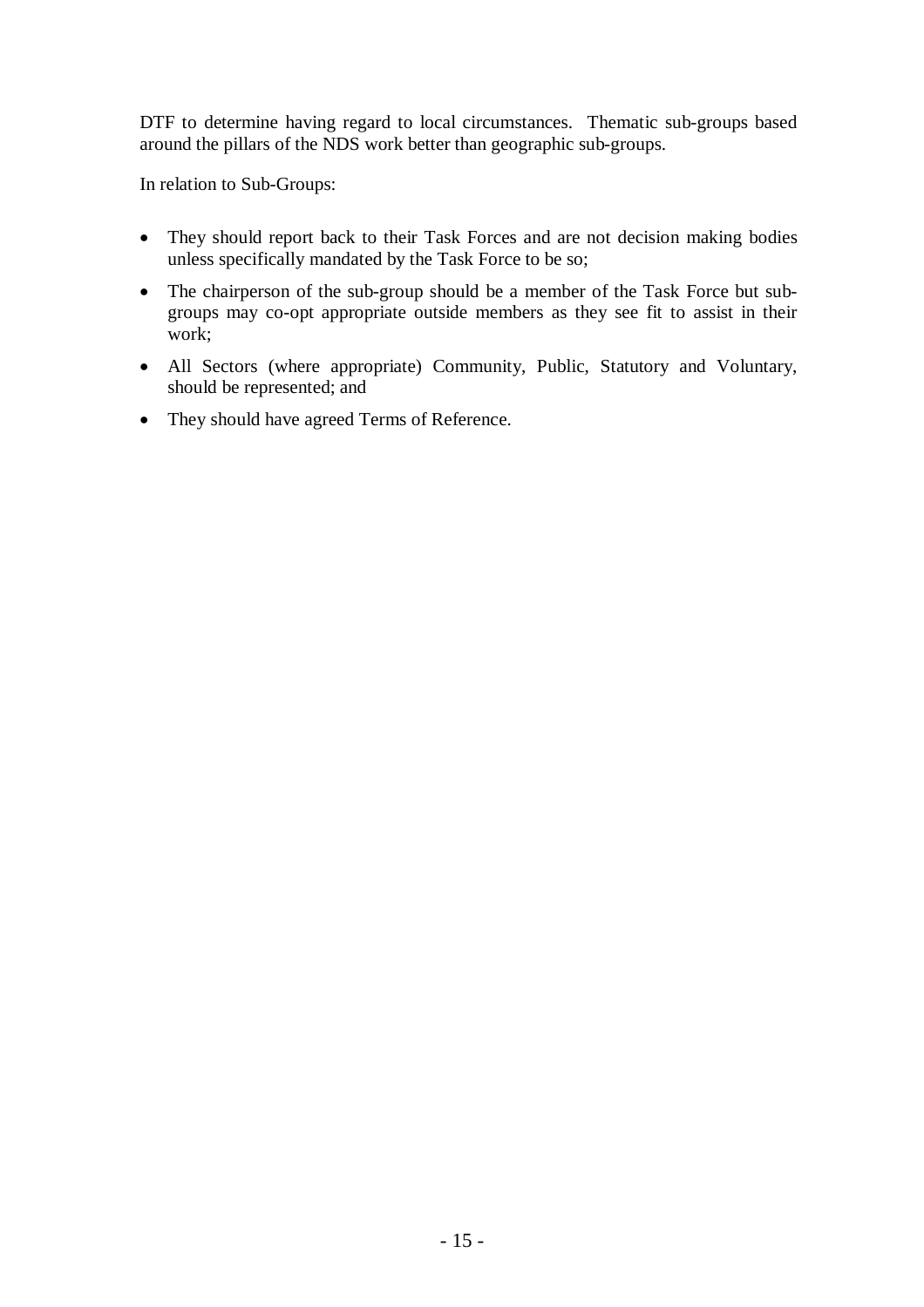DTF to determine having regard to local circumstances. Thematic sub-groups based around the pillars of the NDS work better than geographic sub-groups.

In relation to Sub-Groups:

- They should report back to their Task Forces and are not decision making bodies unless specifically mandated by the Task Force to be so;
- The chairperson of the sub-group should be a member of the Task Force but sub-groups may co-opt appropriate outside members as they see fit to assist in their work;
- All Sectors (where appropriate) Community, Public, Statutory and Voluntary, should be represented; and
- They should have agreed Terms of Reference.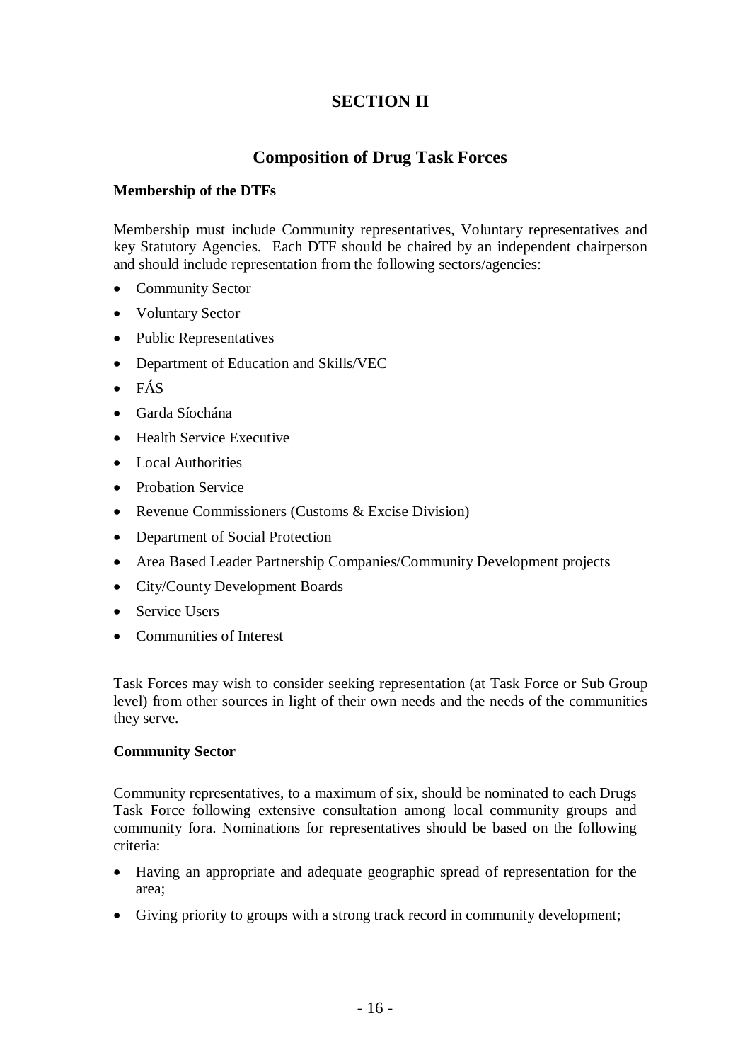# SECTION II

## Composition of Drug Task Forces

**Membership of the DTFs**

Membership must include Community representatives, Voluntary representatives and key Statutory Agencies. Each DTF should be chaired by an independent chairperson and should include representation from the following sectors/agencies:

- Community Sector
- Voluntary Sector
- Public Representatives
- Department of Education and Skills/VEC
- FÁS
- Garda Síochána
- Health Service Executive
- Local Authorities
- Probation Service
- Revenue Commissioners (Customs & Excise Division)
- Department of Social Protection
- Area Based Leader Partnership Companies/Community Development projects
- City/County Development Boards
- Service Users
- Communities of Interest

Task Forces may wish to consider seeking representation (at Task Force or Sub Group level) from other sources in light of their own needs and the needs of the communities they serve.

**Community Sector**

Community representatives, to a maximum of six, should be nominated to each Drugs Task Force following extensive consultation among local community groups and community fora. Nominations for representatives should be based on the following criteria:

- Having an appropriate and adequate geographic spread of representation for the area;
- Giving priority to groups with a strong track record in community development;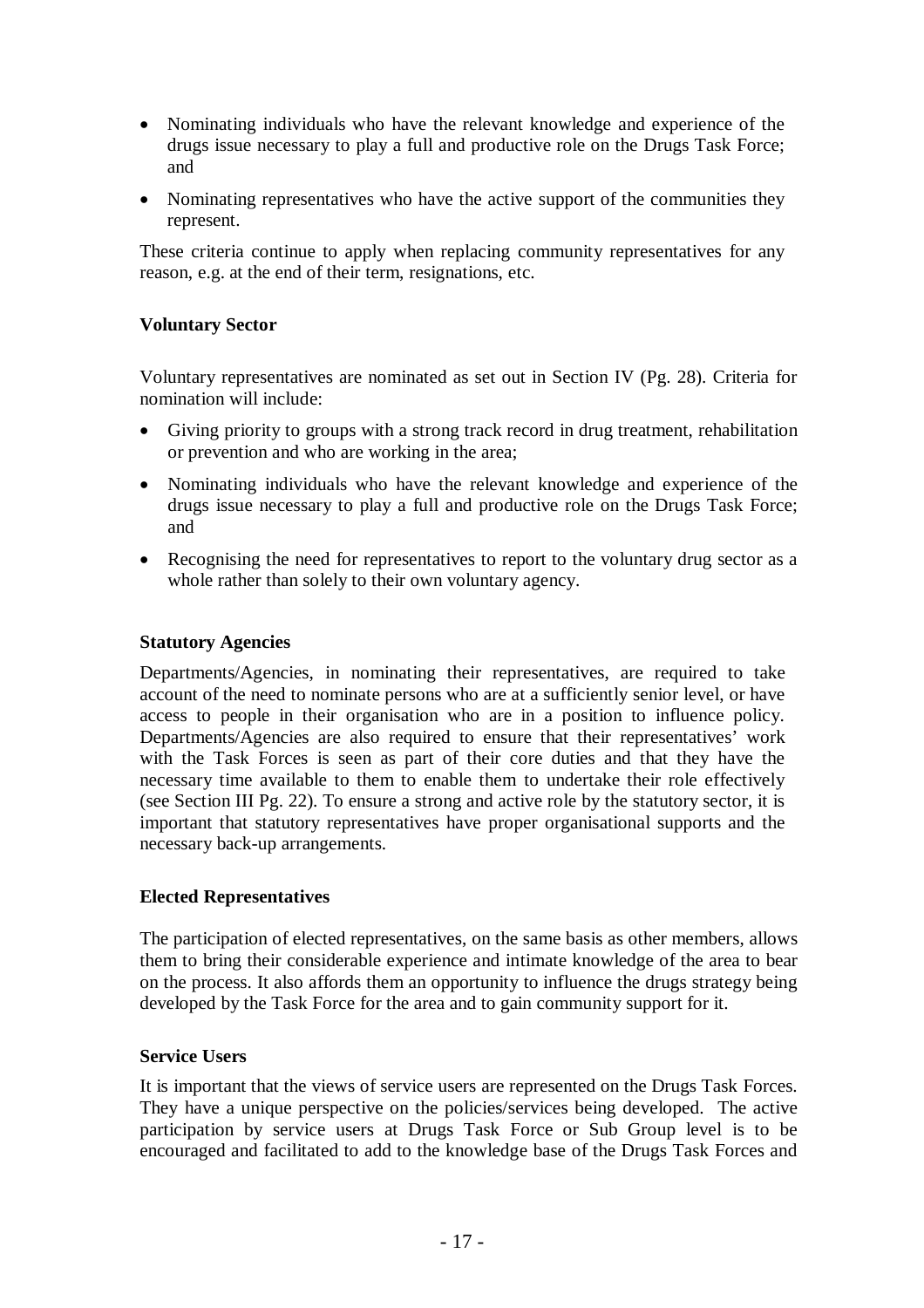- Nominating individuals who have the relevant knowledge and experience of the drugs issue necessary to play a full and productive role on the Drugs Task Force; and
- Nominating representatives who have the active support of the communities they represent.

These criteria continue to apply when replacing community representatives for any reason, e.g. at the end of their term, resignations, etc.

**Voluntary Sector**

Voluntary representatives are nominated as set out in Section IV (Pg. 28). Criteria for nomination will include:

- Giving priority to groups with a strong track record in drug treatment, rehabilitation or prevention and who are working in the area;
- Nominating individuals who have the relevant knowledge and experience of the drugs issue necessary to play a full and productive role on the Drugs Task Force; and
- Recognising the need for representatives to report to the voluntary drug sector as a whole rather than solely to their own voluntary agency.

**Statutory Agencies**

Departments/Agencies, in nominating their representatives, are required to take account of the need to nominate persons who are at a sufficiently senior level, or have access to people in their organisation who are in a position to influence policy. Departments/Agencies are also required to ensure that their representatives' work with the Task Forces is seen as part of their core duties and that they have the necessary time available to them to enable them to undertake their role effectively (see Section III Pg. 22). To ensure a strong and active role by the statutory sector, it is important that statutory representatives have proper organisational supports and the necessary back-up arrangements.

**Elected Representatives**

The participation of elected representatives, on the same basis as other members, allows them to bring their considerable experience and intimate knowledge of the area to bear on the process. It also affords them an opportunity to influence the drugs strategy being developed by the Task Force for the area and to gain community support for it.

**Service Users**

It is important that the views of service users are represented on the Drugs Task Forces. They have a unique perspective on the policies/services being developed. The active participation by service users at Drugs Task Force or Sub Group level is to be encouraged and facilitated to add to the knowledge base of the Drugs Task Forces and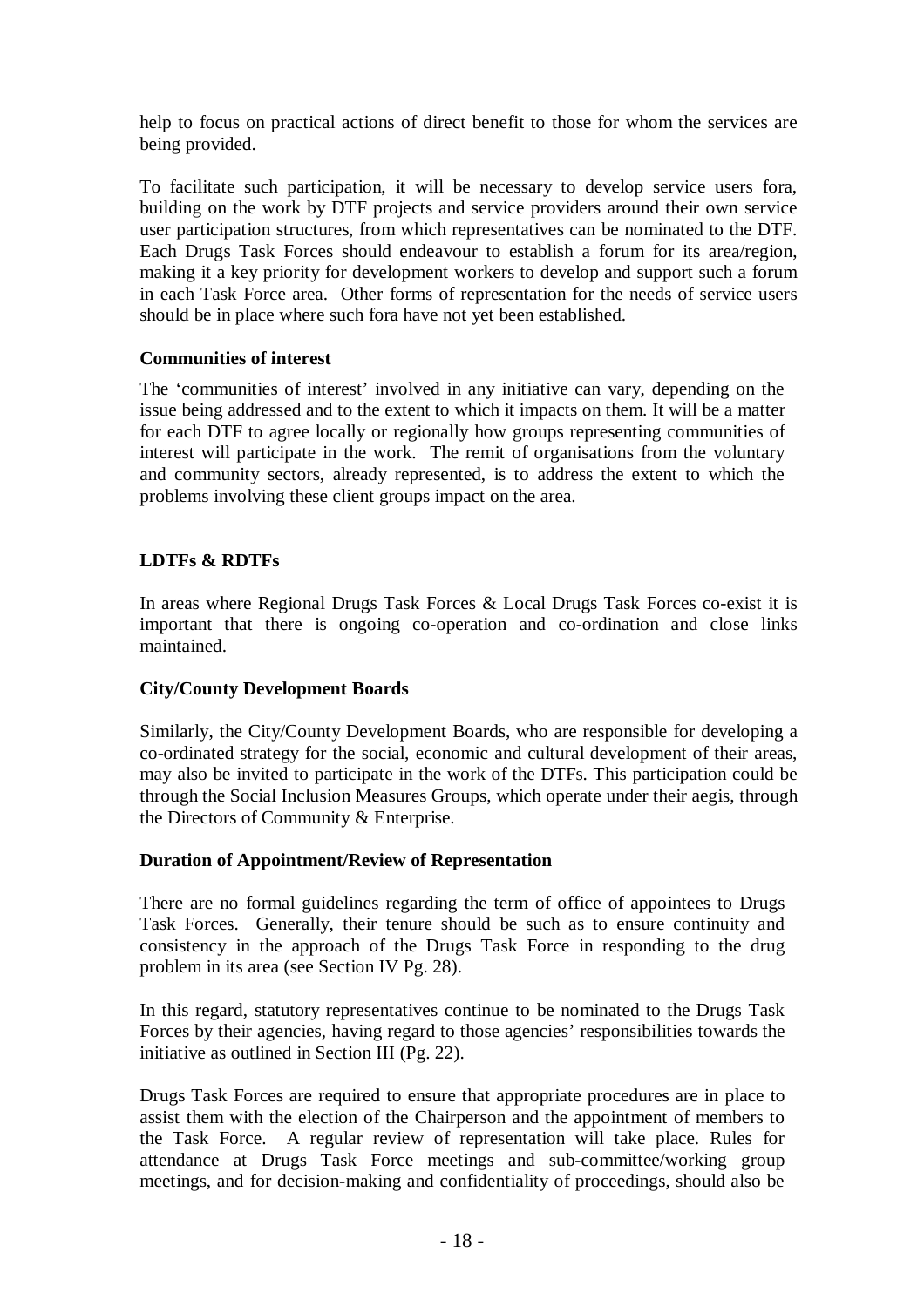help to focus on practical actions of direct benefit to those for whom the services are being provided.

To facilitate such participation, it will be necessary to develop service users fora, building on the work by DTF projects and service providers around their own service user participation structures, from which representatives can be nominated to the DTF. Each Drugs Task Forces should endeavour to establish a forum for its area/region, making it a key priority for development workers to develop and support such a forum in each Task Force area. Other forms of representation for the needs of service users should be in place where such fora have not yet been established.

**Communities of interest**

The 'communities of interest' involved in any initiative can vary, depending on the issue being addressed and to the extent to which it impacts on them. It will be a matter for each DTF to agree locally or regionally how groups representing communities of interest will participate in the work. The remit of organisations from the voluntary and community sectors, already represented, is to address the extent to which the problems involving these client groups impact on the area.

**LDTFs & RDTFs**

In areas where Regional Drugs Task Forces & Local Drugs Task Forces co-exist it is important that there is ongoing co-operation and co-ordination and close links maintained.

**City/County Development Boards**

Similarly, the City/County Development Boards, who are responsible for developing a co-ordinated strategy for the social, economic and cultural development of their areas, may also be invited to participate in the work of the DTFs. This participation could be through the Social Inclusion Measures Groups, which operate under their aegis, through the Directors of Community & Enterprise.

**Duration of Appointment/Review of Representation**

There are no formal guidelines regarding the term of office of appointees to Drugs Task Forces. Generally, their tenure should be such as to ensure continuity and consistency in the approach of the Drugs Task Force in responding to the drug problem in its area (see Section IV Pg. 28).

In this regard, statutory representatives continue to be nominated to the Drugs Task Forces by their agencies, having regard to those agencies' responsibilities towards the initiative as outlined in Section III (Pg. 22).

Drugs Task Forces are required to ensure that appropriate procedures are in place to assist them with the election of the Chairperson and the appointment of members to the Task Force. A regular review of representation will take place. Rules for attendance at Drugs Task Force meetings and sub-committee/working group meetings, and for decision-making and confidentiality of proceedings, should also be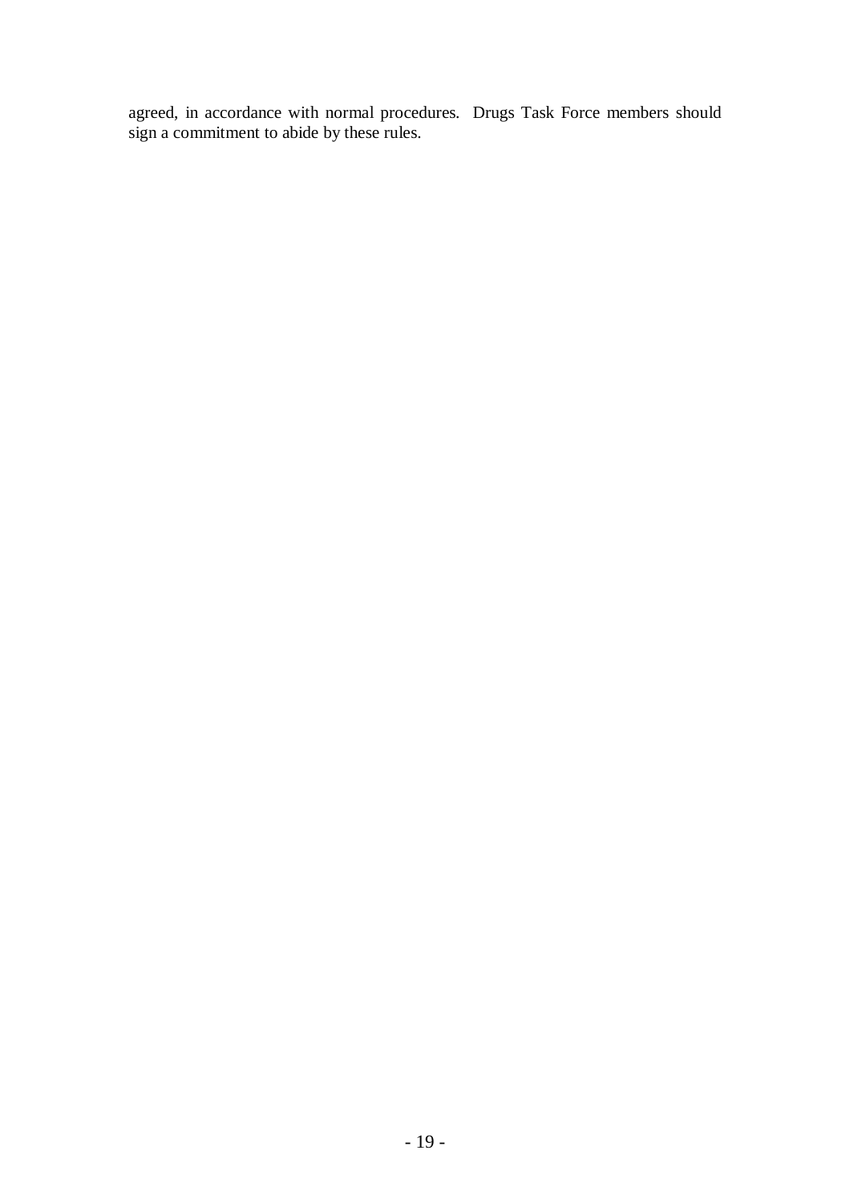agreed, in accordance with normal procedures. Drugs Task Force members should sign a commitment to abide by these rules.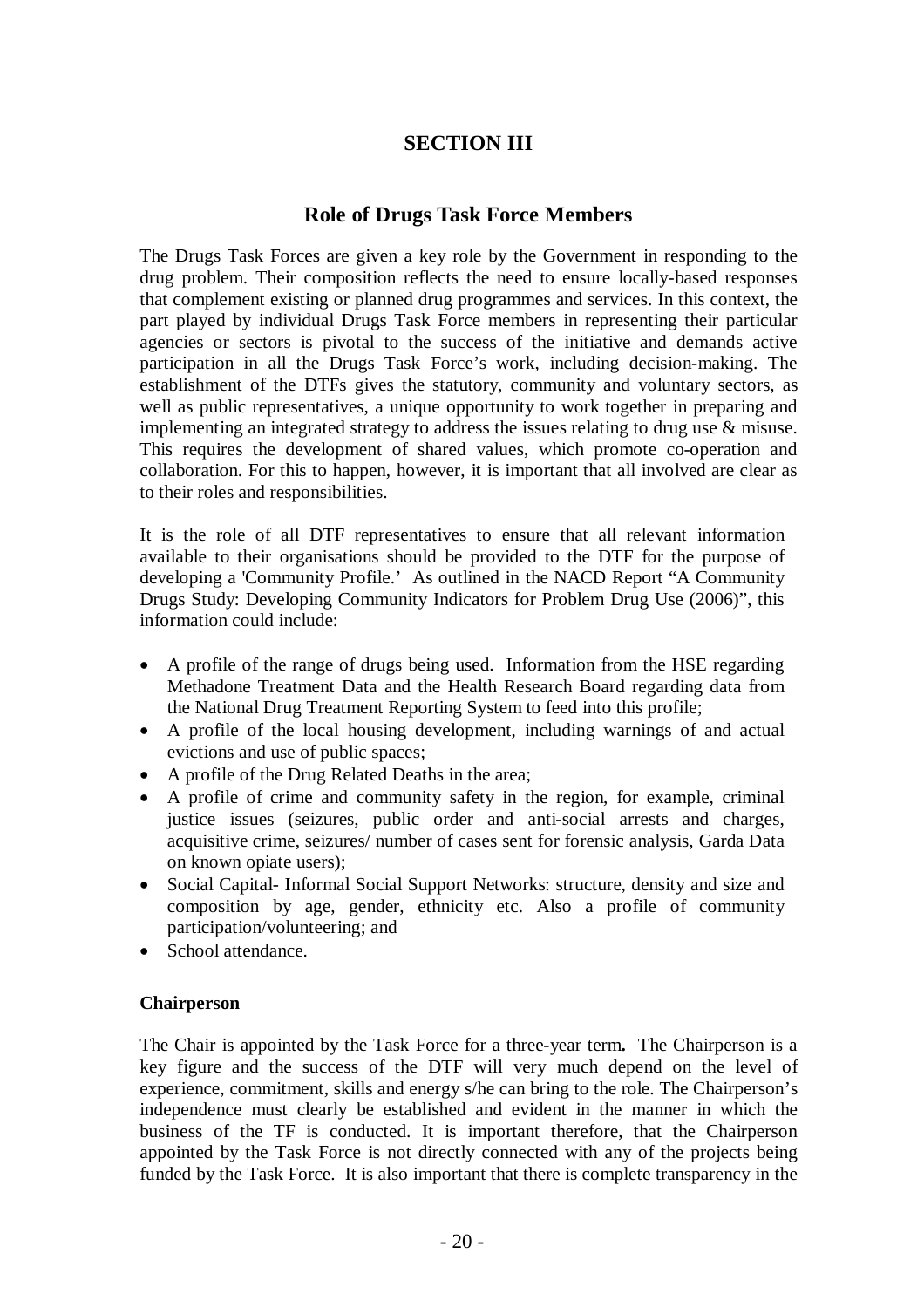# SECTION III

## Role of Drugs Task Force Members

The Drugs Task Forces are given a key role by the Government in responding to the drug problem. Their composition reflects the need to ensure locally-based responses that complement existing or planned drug programmes and services. In this context, the part played by individual Drugs Task Force members in representing their particular agencies or sectors is pivotal to the success of the initiative and demands active participation in all the Drugs Task Force's work, including decision-making. The establishment of the DTFs gives the statutory, community and voluntary sectors, as well as public representatives, a unique opportunity to work together in preparing and implementing an integrated strategy to address the issues relating to drug use & misuse. This requires the development of shared values, which promote co-operation and collaboration. For this to happen, however, it is important that all involved are clear as to their roles and responsibilities.

It is the role of all DTF representatives to ensure that all relevant information available to their organisations should be provided to the DTF for the purpose of developing a 'Community Profile.' As outlined in the NACD Report "A Community Drugs Study: Developing Community Indicators for Problem Drug Use (2006)", this information could include:

- A profile of the range of drugs being used. Information from the HSE regarding Methadone Treatment Data and the Health Research Board regarding data from the National Drug Treatment Reporting System to feed into this profile;
- A profile of the local housing development, including warnings of and actual evictions and use of public spaces;
- A profile of the Drug Related Deaths in the area;
- A profile of crime and community safety in the region, for example, criminal justice issues (seizures, public order and anti-social arrests and charges, acquisitive crime, seizures/ number of cases sent for forensic analysis, Garda Data on known opiate users);
- Social Capital- Informal Social Support Networks: structure, density and size and composition by age, gender, ethnicity etc. Also a profile of community participation/volunteering; and
- School attendance.

### Chairperson

The Chair is appointed by the Task Force for a three-year term**.** The Chairperson is a key figure and the success of the DTF will very much depend on the level of experience, commitment, skills and energy s/he can bring to the role. The Chairperson's independence must clearly be established and evident in the manner in which the business of the TF is conducted. It is important therefore, that the Chairperson appointed by the Task Force is not directly connected with any of the projects being funded by the Task Force. It is also important that there is complete transparency in the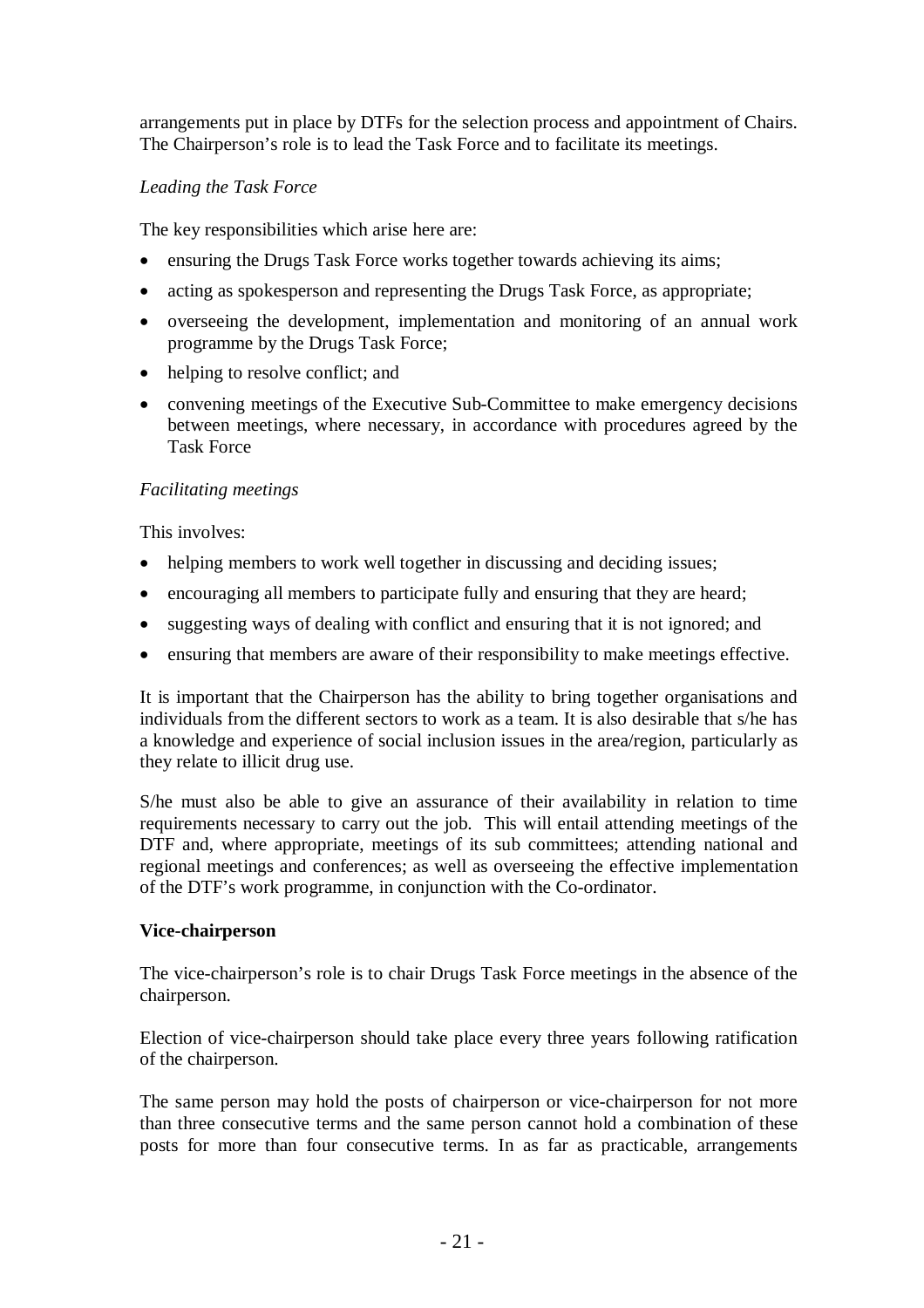arrangements put in place by DTFs for the selection process and appointment of Chairs. The Chairperson's role is to lead the Task Force and to facilitate its meetings.

*Leading the Task Force*

The key responsibilities which arise here are:

- ensuring the Drugs Task Force works together towards achieving its aims;
- acting as spokesperson and representing the Drugs Task Force, as appropriate;
- overseeing the development, implementation and monitoring of an annual work programme by the Drugs Task Force;
- helping to resolve conflict; and
- convening meetings of the Executive Sub-Committee to make emergency decisions between meetings, where necessary, in accordance with procedures agreed by the Task Force

*Facilitating meetings*

This involves:

- helping members to work well together in discussing and deciding issues;
- encouraging all members to participate fully and ensuring that they are heard;
- suggesting ways of dealing with conflict and ensuring that it is not ignored; and
- ensuring that members are aware of their responsibility to make meetings effective.

It is important that the Chairperson has the ability to bring together organisations and individuals from the different sectors to work as a team. It is also desirable that s/he has a knowledge and experience of social inclusion issues in the area/region, particularly as they relate to illicit drug use.

S/he must also be able to give an assurance of their availability in relation to time requirements necessary to carry out the job. This will entail attending meetings of the DTF and, where appropriate, meetings of its sub committees; attending national and regional meetings and conferences; as well as overseeing the effective implementation of the DTF's work programme, in conjunction with the Co-ordinator.

**Vice-chairperson**

The vice-chairperson's role is to chair Drugs Task Force meetings in the absence of the chairperson.

Election of vice-chairperson should take place every three years following ratification of the chairperson.

The same person may hold the posts of chairperson or vice-chairperson for not more than three consecutive terms and the same person cannot hold a combination of these posts for more than four consecutive terms. In as far as practicable, arrangements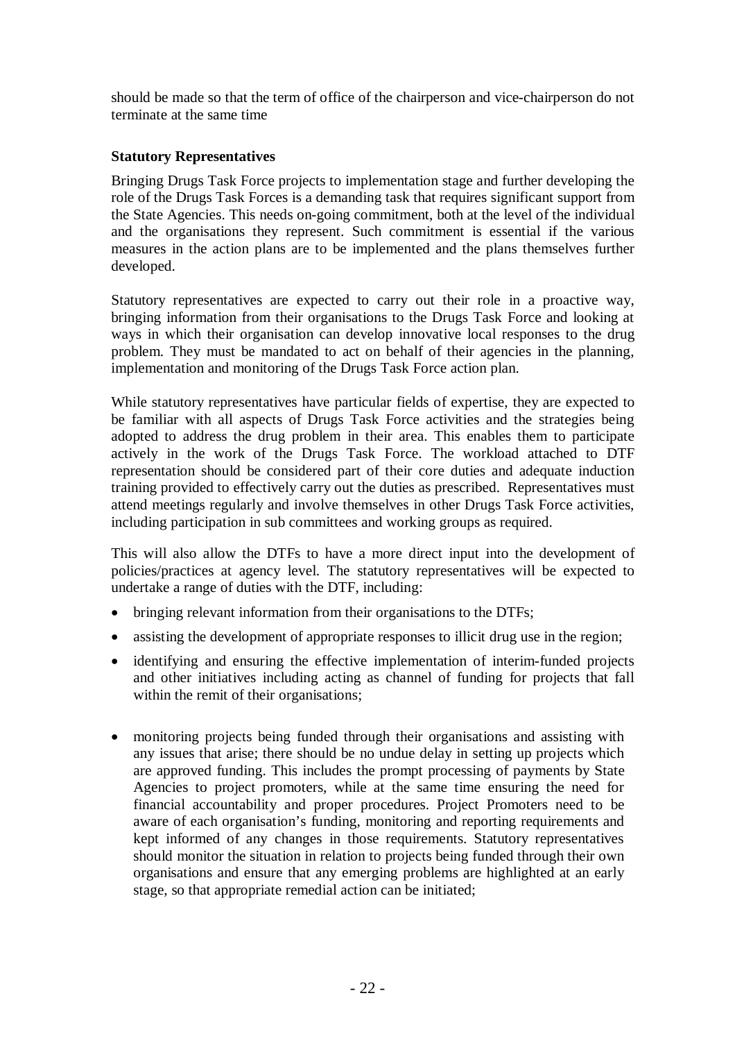should be made so that the term of office of the chairperson and vice-chairperson do not terminate at the same time

**Statutory Representatives**

Bringing Drugs Task Force projects to implementation stage and further developing the role of the Drugs Task Forces is a demanding task that requires significant support from the State Agencies. This needs on-going commitment, both at the level of the individual and the organisations they represent. Such commitment is essential if the various measures in the action plans are to be implemented and the plans themselves further developed.

Statutory representatives are expected to carry out their role in a proactive way, bringing information from their organisations to the Drugs Task Force and looking at ways in which their organisation can develop innovative local responses to the drug problem. They must be mandated to act on behalf of their agencies in the planning, implementation and monitoring of the Drugs Task Force action plan.

While statutory representatives have particular fields of expertise, they are expected to be familiar with all aspects of Drugs Task Force activities and the strategies being adopted to address the drug problem in their area. This enables them to participate actively in the work of the Drugs Task Force. The workload attached to DTF representation should be considered part of their core duties and adequate induction training provided to effectively carry out the duties as prescribed. Representatives must attend meetings regularly and involve themselves in other Drugs Task Force activities, including participation in sub committees and working groups as required.

This will also allow the DTFs to have a more direct input into the development of policies/practices at agency level. The statutory representatives will be expected to undertake a range of duties with the DTF, including:

- bringing relevant information from their organisations to the DTFs;
- assisting the development of appropriate responses to illicit drug use in the region;
- identifying and ensuring the effective implementation of interim-funded projects and other initiatives including acting as channel of funding for projects that fall within the remit of their organisations;
- monitoring projects being funded through their organisations and assisting with any issues that arise; there should be no undue delay in setting up projects which are approved funding. This includes the prompt processing of payments by State Agencies to project promoters, while at the same time ensuring the need for financial accountability and proper procedures. Project Promoters need to be aware of each organisation's funding, monitoring and reporting requirements and kept informed of any changes in those requirements. Statutory representatives should monitor the situation in relation to projects being funded through their own organisations and ensure that any emerging problems are highlighted at an early stage, so that appropriate remedial action can be initiated;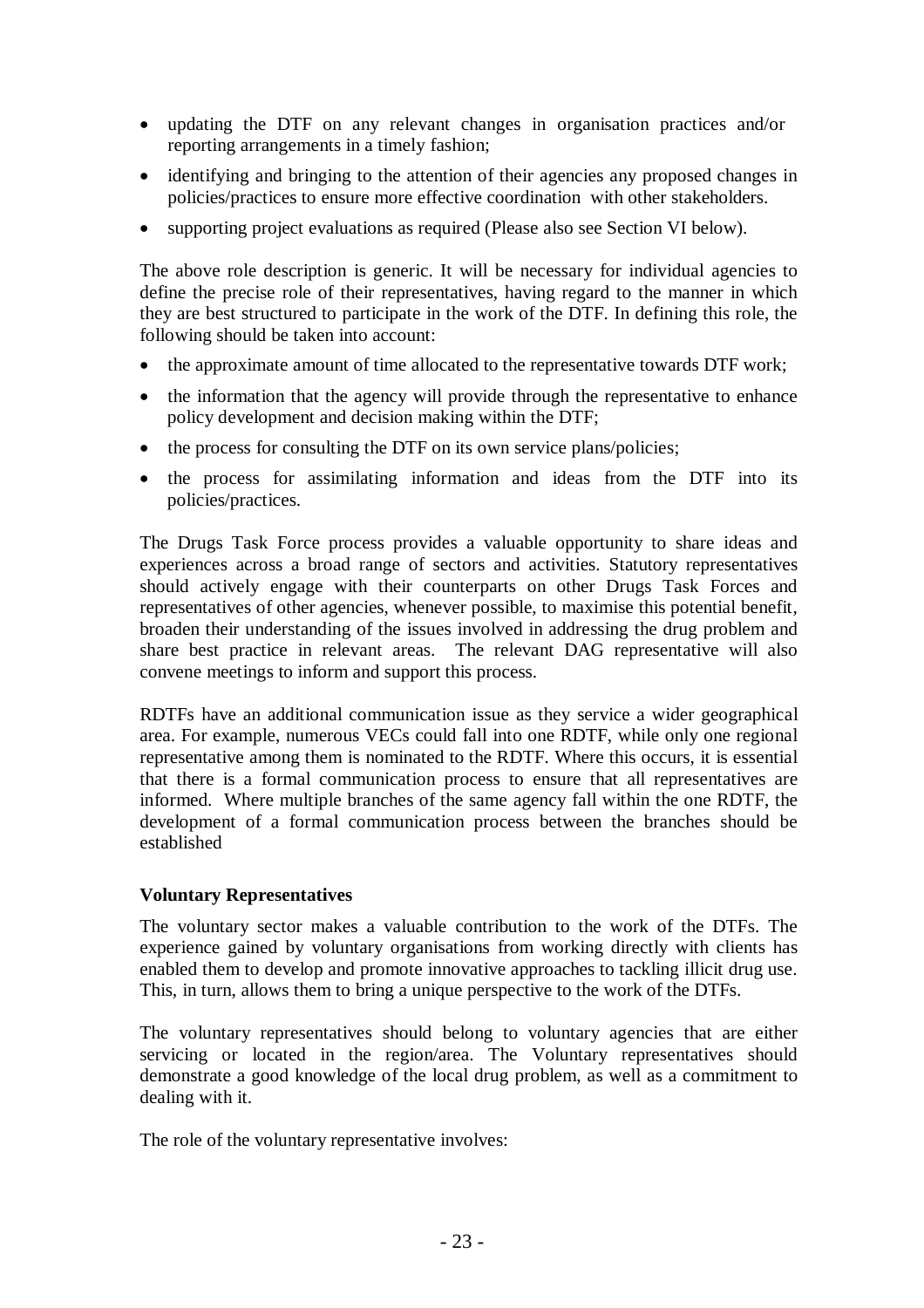- updating the DTF on any relevant changes in organisation practices and/or reporting arrangements in a timely fashion;
- identifying and bringing to the attention of their agencies any proposed changes in policies/practices to ensure more effective coordination with other stakeholders.
- supporting project evaluations as required (Please also see Section VI below).

The above role description is generic. It will be necessary for individual agencies to define the precise role of their representatives, having regard to the manner in which they are best structured to participate in the work of the DTF. In defining this role, the following should be taken into account:

- the approximate amount of time allocated to the representative towards DTF work;
- the information that the agency will provide through the representative to enhance policy development and decision making within the DTF;
- the process for consulting the DTF on its own service plans/policies;
- the process for assimilating information and ideas from the DTF into its policies/practices.

The Drugs Task Force process provides a valuable opportunity to share ideas and experiences across a broad range of sectors and activities. Statutory representatives should actively engage with their counterparts on other Drugs Task Forces and representatives of other agencies, whenever possible, to maximise this potential benefit, broaden their understanding of the issues involved in addressing the drug problem and share best practice in relevant areas. The relevant DAG representative will also convene meetings to inform and support this process.

RDTFs have an additional communication issue as they service a wider geographical area. For example, numerous VECs could fall into one RDTF, while only one regional representative among them is nominated to the RDTF. Where this occurs, it is essential that there is a formal communication process to ensure that all representatives are informed. Where multiple branches of the same agency fall within the one RDTF, the development of a formal communication process between the branches should be established

**Voluntary Representatives**

The voluntary sector makes a valuable contribution to the work of the DTFs. The experience gained by voluntary organisations from working directly with clients has enabled them to develop and promote innovative approaches to tackling illicit drug use. This, in turn, allows them to bring a unique perspective to the work of the DTFs.

The voluntary representatives should belong to voluntary agencies that are either servicing or located in the region/area. The Voluntary representatives should demonstrate a good knowledge of the local drug problem, as well as a commitment to dealing with it.

The role of the voluntary representative involves: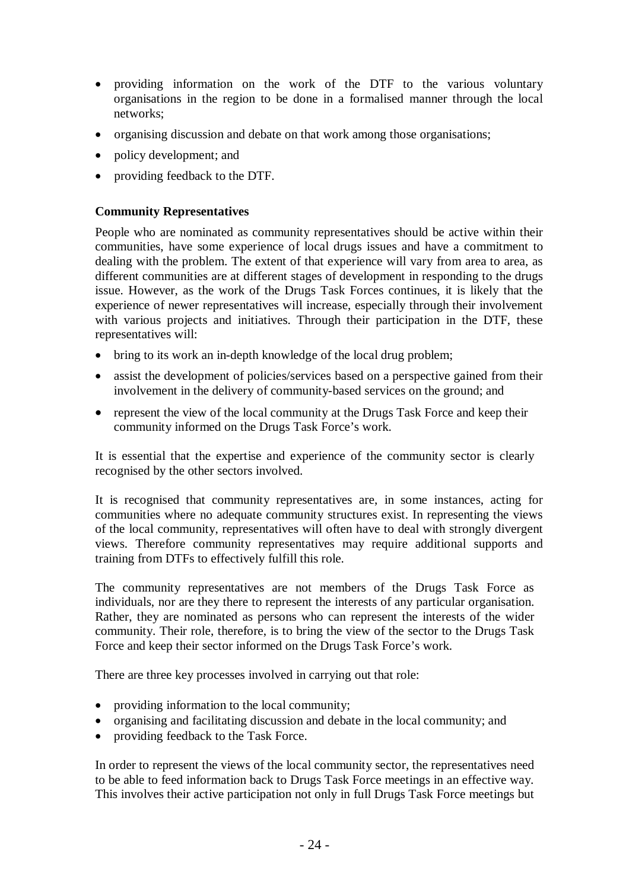- providing information on the work of the DTF to the various voluntary organisations in the region to be done in a formalised manner through the local networks;
- organising discussion and debate on that work among those organisations;
- policy development; and
- providing feedback to the DTF.

**Community Representatives**

People who are nominated as community representatives should be active within their communities, have some experience of local drugs issues and have a commitment to dealing with the problem. The extent of that experience will vary from area to area, as different communities are at different stages of development in responding to the drugs issue. However, as the work of the Drugs Task Forces continues, it is likely that the experience of newer representatives will increase, especially through their involvement with various projects and initiatives. Through their participation in the DTF, these representatives will:

- bring to its work an in-depth knowledge of the local drug problem;
- assist the development of policies/services based on a perspective gained from their involvement in the delivery of community-based services on the ground; and
- represent the view of the local community at the Drugs Task Force and keep their community informed on the Drugs Task Force's work.

It is essential that the expertise and experience of the community sector is clearly recognised by the other sectors involved.

It is recognised that community representatives are, in some instances, acting for communities where no adequate community structures exist. In representing the views of the local community, representatives will often have to deal with strongly divergent views. Therefore community representatives may require additional supports and training from DTFs to effectively fulfill this role.

The community representatives are not members of the Drugs Task Force as individuals, nor are they there to represent the interests of any particular organisation. Rather, they are nominated as persons who can represent the interests of the wider community. Their role, therefore, is to bring the view of the sector to the Drugs Task Force and keep their sector informed on the Drugs Task Force's work.

There are three key processes involved in carrying out that role:

- providing information to the local community;
- organising and facilitating discussion and debate in the local community; and
- providing feedback to the Task Force.

In order to represent the views of the local community sector, the representatives need to be able to feed information back to Drugs Task Force meetings in an effective way. This involves their active participation not only in full Drugs Task Force meetings but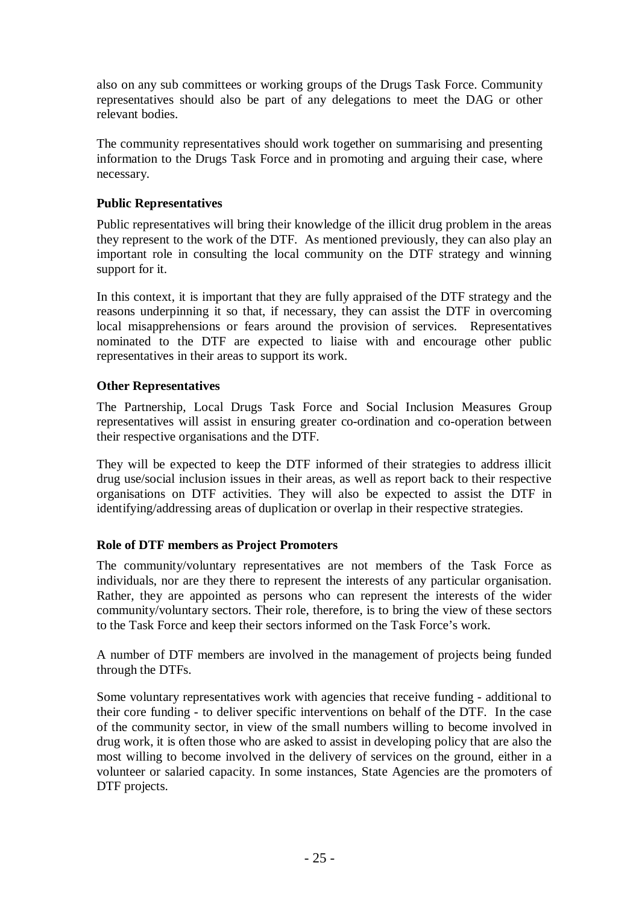also on any sub committees or working groups of the Drugs Task Force. Community representatives should also be part of any delegations to meet the DAG or other relevant bodies.

The community representatives should work together on summarising and presenting information to the Drugs Task Force and in promoting and arguing their case, where necessary.

**Public Representatives**

Public representatives will bring their knowledge of the illicit drug problem in the areas they represent to the work of the DTF. As mentioned previously, they can also play an important role in consulting the local community on the DTF strategy and winning support for it.

In this context, it is important that they are fully appraised of the DTF strategy and the reasons underpinning it so that, if necessary, they can assist the DTF in overcoming local misapprehensions or fears around the provision of services. Representatives nominated to the DTF are expected to liaise with and encourage other public representatives in their areas to support its work.

**Other Representatives**

The Partnership, Local Drugs Task Force and Social Inclusion Measures Group representatives will assist in ensuring greater co-ordination and co-operation between their respective organisations and the DTF.

They will be expected to keep the DTF informed of their strategies to address illicit drug use/social inclusion issues in their areas, as well as report back to their respective organisations on DTF activities. They will also be expected to assist the DTF in identifying/addressing areas of duplication or overlap in their respective strategies.

**Role of DTF members as Project Promoters**

The community/voluntary representatives are not members of the Task Force as individuals, nor are they there to represent the interests of any particular organisation. Rather, they are appointed as persons who can represent the interests of the wider community/voluntary sectors. Their role, therefore, is to bring the view of these sectors to the Task Force and keep their sectors informed on the Task Force's work.

A number of DTF members are involved in the management of projects being funded through the DTFs.

Some voluntary representatives work with agencies that receive funding - additional to their core funding - to deliver specific interventions on behalf of the DTF. In the case of the community sector, in view of the small numbers willing to become involved in drug work, it is often those who are asked to assist in developing policy that are also the most willing to become involved in the delivery of services on the ground, either in a volunteer or salaried capacity. In some instances, State Agencies are the promoters of DTF projects.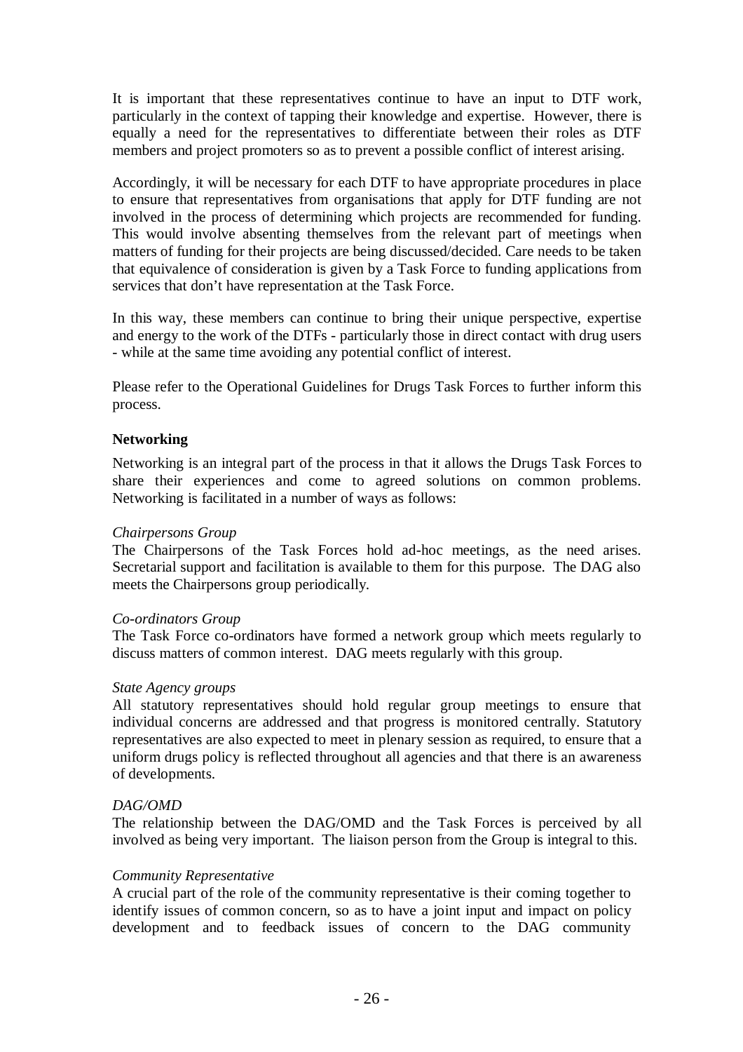It is important that these representatives continue to have an input to DTF work, particularly in the context of tapping their knowledge and expertise. However, there is equally a need for the representatives to differentiate between their roles as DTF members and project promoters so as to prevent a possible conflict of interest arising.

Accordingly, it will be necessary for each DTF to have appropriate procedures in place to ensure that representatives from organisations that apply for DTF funding are not involved in the process of determining which projects are recommended for funding. This would involve absenting themselves from the relevant part of meetings when matters of funding for their projects are being discussed/decided. Care needs to be taken that equivalence of consideration is given by a Task Force to funding applications from services that don't have representation at the Task Force.

In this way, these members can continue to bring their unique perspective, expertise and energy to the work of the DTFs - particularly those in direct contact with drug users - while at the same time avoiding any potential conflict of interest.

Please refer to the Operational Guidelines for Drugs Task Forces to further inform this process.

**Networking**

Networking is an integral part of the process in that it allows the Drugs Task Forces to share their experiences and come to agreed solutions on common problems. Networking is facilitated in a number of ways as follows:

*Chairpersons Group*
The Chairpersons of the Task Forces hold ad-hoc meetings, as the need arises. Secretarial support and facilitation is available to them for this purpose. The DAG also meets the Chairpersons group periodically.

*Co-ordinators Group*
The Task Force co-ordinators have formed a network group which meets regularly to discuss matters of common interest. DAG meets regularly with this group.

*State Agency groups*
All statutory representatives should hold regular group meetings to ensure that individual concerns are addressed and that progress is monitored centrally. Statutory representatives are also expected to meet in plenary session as required, to ensure that a uniform drugs policy is reflected throughout all agencies and that there is an awareness of developments.

*DAG/OMD*
The relationship between the DAG/OMD and the Task Forces is perceived by all involved as being very important. The liaison person from the Group is integral to this.

*Community Representative*
A crucial part of the role of the community representative is their coming together to identify issues of common concern, so as to have a joint input and impact on policy development and to feedback issues of concern to the DAG community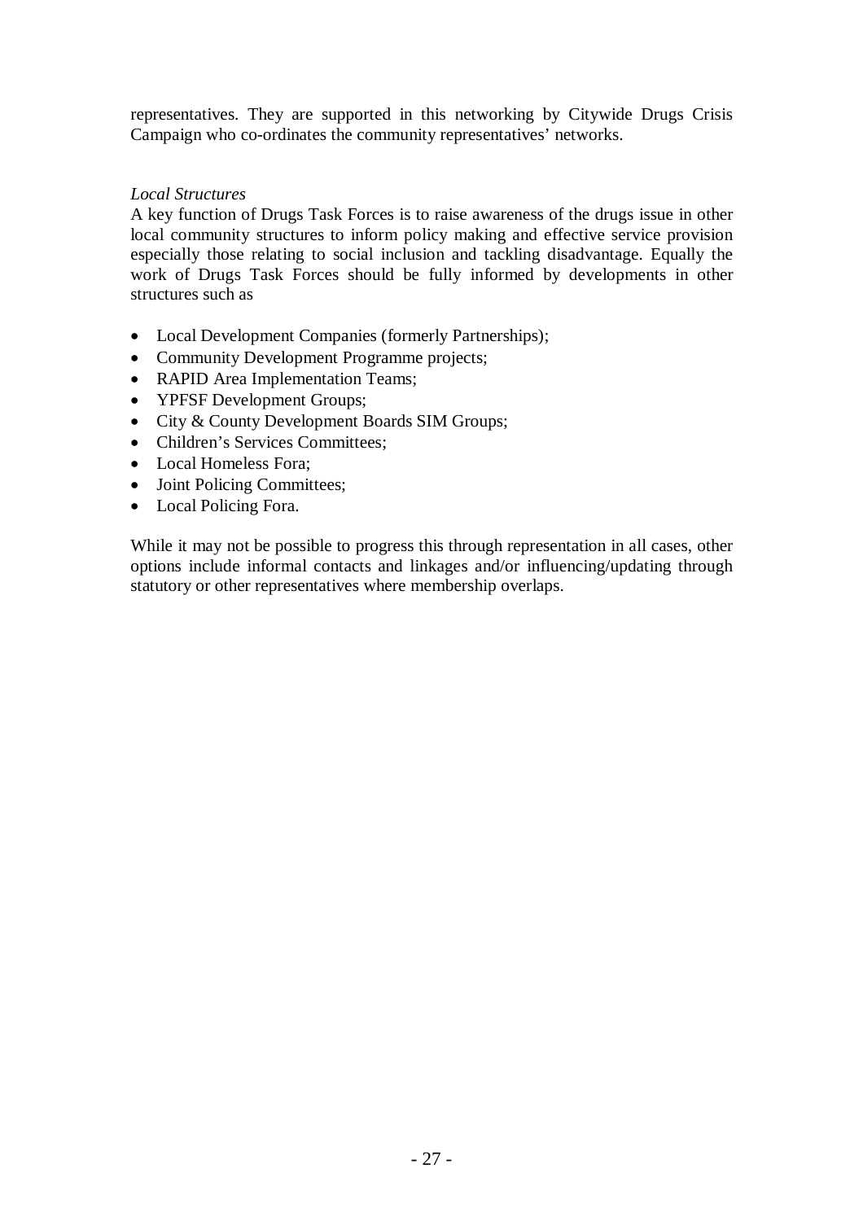representatives. They are supported in this networking by Citywide Drugs Crisis Campaign who co-ordinates the community representatives' networks.

*Local Structures*

A key function of Drugs Task Forces is to raise awareness of the drugs issue in other local community structures to inform policy making and effective service provision especially those relating to social inclusion and tackling disadvantage. Equally the work of Drugs Task Forces should be fully informed by developments in other structures such as

- Local Development Companies (formerly Partnerships);
- Community Development Programme projects;
- RAPID Area Implementation Teams;
- YPFSF Development Groups;
- City & County Development Boards SIM Groups;
- Children's Services Committees;
- Local Homeless Fora;
- Joint Policing Committees;
- Local Policing Fora.

While it may not be possible to progress this through representation in all cases, other options include informal contacts and linkages and/or influencing/updating through statutory or other representatives where membership overlaps.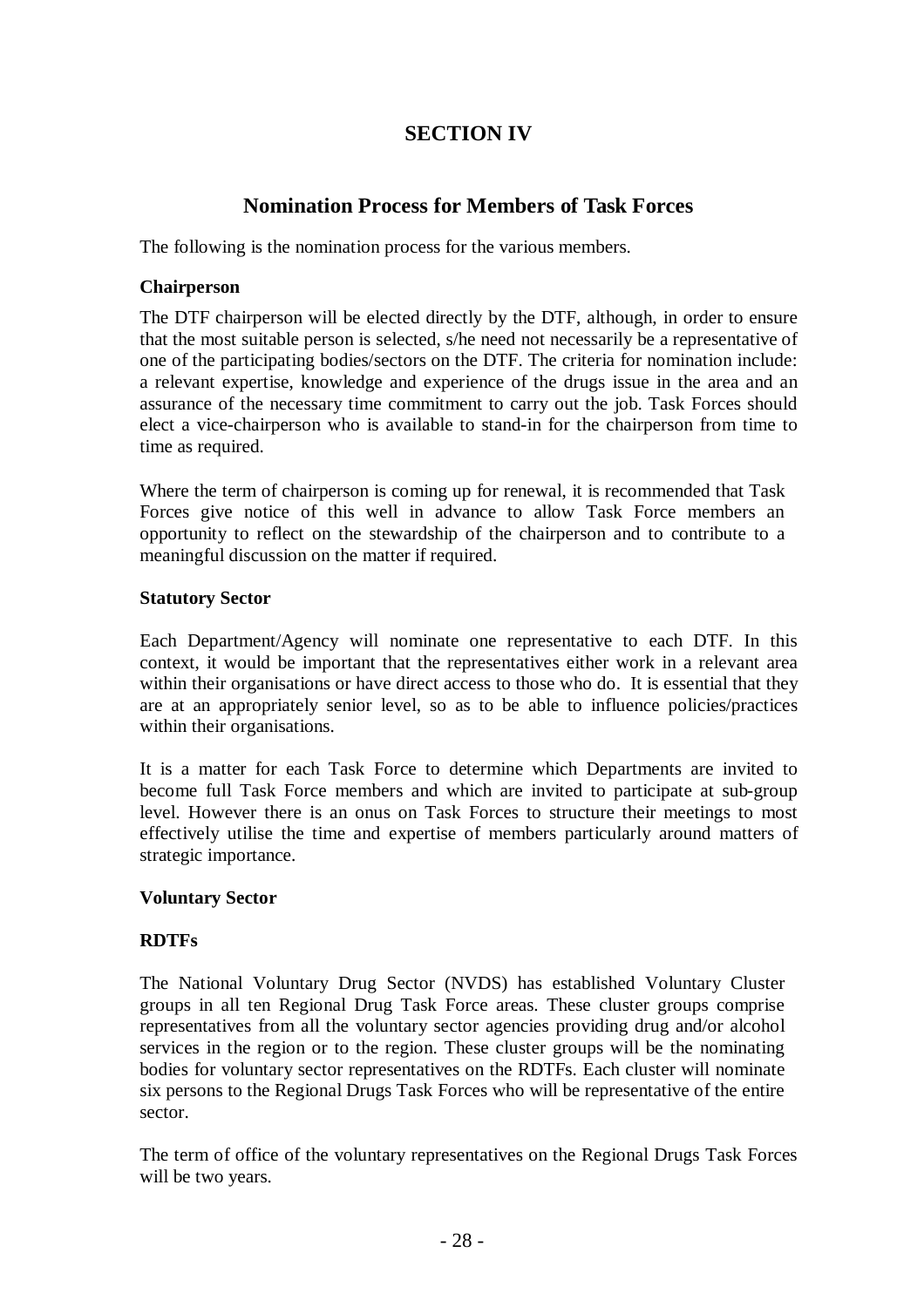# SECTION IV

## Nomination Process for Members of Task Forces

The following is the nomination process for the various members.

### Chairperson

The DTF chairperson will be elected directly by the DTF, although, in order to ensure that the most suitable person is selected, s/he need not necessarily be a representative of one of the participating bodies/sectors on the DTF. The criteria for nomination include: a relevant expertise, knowledge and experience of the drugs issue in the area and an assurance of the necessary time commitment to carry out the job. Task Forces should elect a vice-chairperson who is available to stand-in for the chairperson from time to time as required.

Where the term of chairperson is coming up for renewal, it is recommended that Task Forces give notice of this well in advance to allow Task Force members an opportunity to reflect on the stewardship of the chairperson and to contribute to a meaningful discussion on the matter if required.

### Statutory Sector

Each Department/Agency will nominate one representative to each DTF. In this context, it would be important that the representatives either work in a relevant area within their organisations or have direct access to those who do. It is essential that they are at an appropriately senior level, so as to be able to influence policies/practices within their organisations.

It is a matter for each Task Force to determine which Departments are invited to become full Task Force members and which are invited to participate at sub-group level. However there is an onus on Task Forces to structure their meetings to most effectively utilise the time and expertise of members particularly around matters of strategic importance.

### Voluntary Sector

#### RDTFs

The National Voluntary Drug Sector (NVDS) has established Voluntary Cluster groups in all ten Regional Drug Task Force areas. These cluster groups comprise representatives from all the voluntary sector agencies providing drug and/or alcohol services in the region or to the region. These cluster groups will be the nominating bodies for voluntary sector representatives on the RDTFs. Each cluster will nominate six persons to the Regional Drugs Task Forces who will be representative of the entire sector.

The term of office of the voluntary representatives on the Regional Drugs Task Forces will be two years.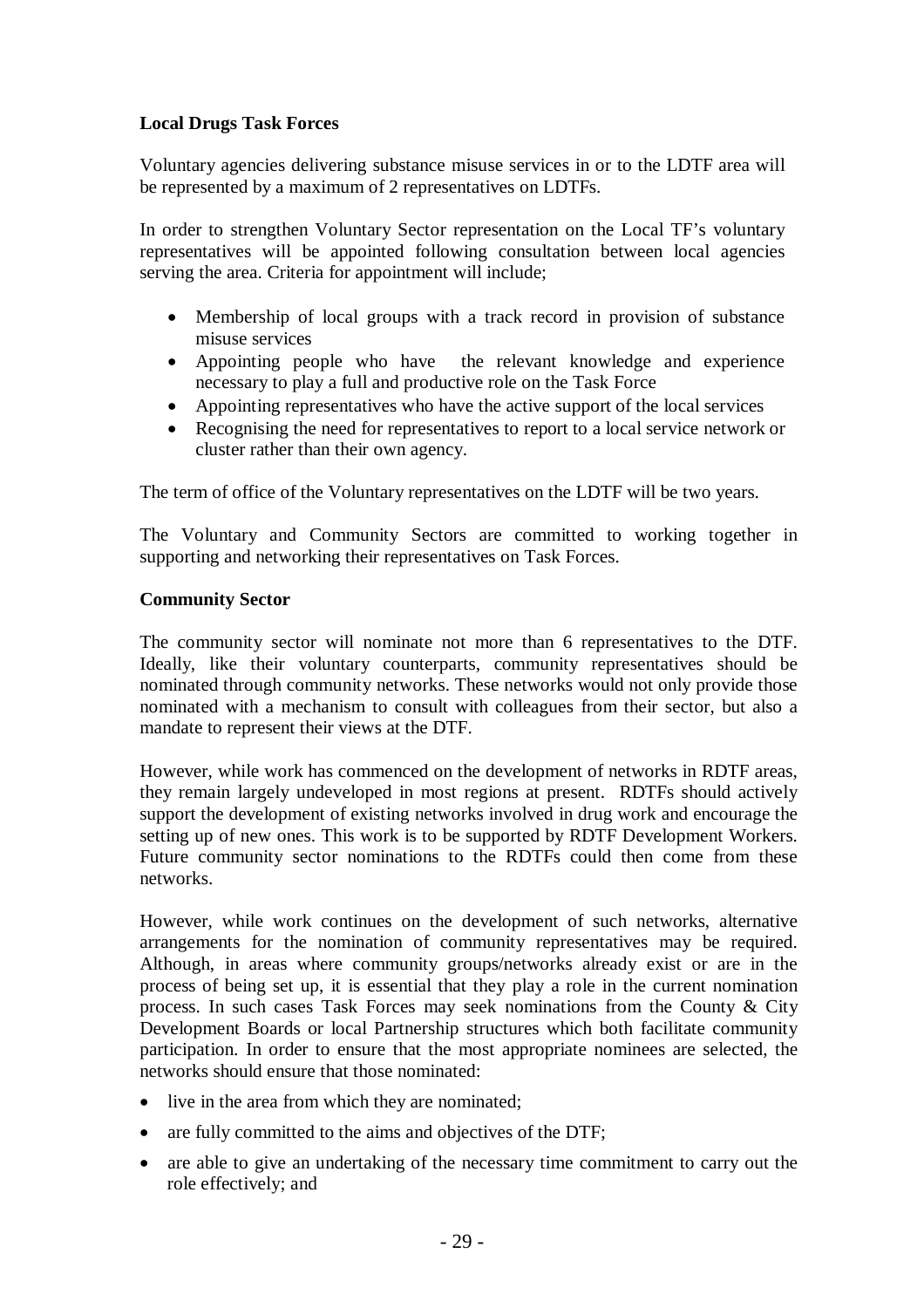**Local Drugs Task Forces**

Voluntary agencies delivering substance misuse services in or to the LDTF area will be represented by a maximum of 2 representatives on LDTFs.

In order to strengthen Voluntary Sector representation on the Local TF's voluntary representatives will be appointed following consultation between local agencies serving the area. Criteria for appointment will include;

- Membership of local groups with a track record in provision of substance misuse services
- Appointing people who have the relevant knowledge and experience necessary to play a full and productive role on the Task Force
- Appointing representatives who have the active support of the local services
- Recognising the need for representatives to report to a local service network or cluster rather than their own agency.

The term of office of the Voluntary representatives on the LDTF will be two years.

The Voluntary and Community Sectors are committed to working together in supporting and networking their representatives on Task Forces.

**Community Sector**

The community sector will nominate not more than 6 representatives to the DTF. Ideally, like their voluntary counterparts, community representatives should be nominated through community networks. These networks would not only provide those nominated with a mechanism to consult with colleagues from their sector, but also a mandate to represent their views at the DTF.

However, while work has commenced on the development of networks in RDTF areas, they remain largely undeveloped in most regions at present. RDTFs should actively support the development of existing networks involved in drug work and encourage the setting up of new ones. This work is to be supported by RDTF Development Workers. Future community sector nominations to the RDTFs could then come from these networks.

However, while work continues on the development of such networks, alternative arrangements for the nomination of community representatives may be required. Although, in areas where community groups/networks already exist or are in the process of being set up, it is essential that they play a role in the current nomination process. In such cases Task Forces may seek nominations from the County & City Development Boards or local Partnership structures which both facilitate community participation. In order to ensure that the most appropriate nominees are selected, the networks should ensure that those nominated:

- live in the area from which they are nominated;
- are fully committed to the aims and objectives of the DTF;
- are able to give an undertaking of the necessary time commitment to carry out the role effectively; and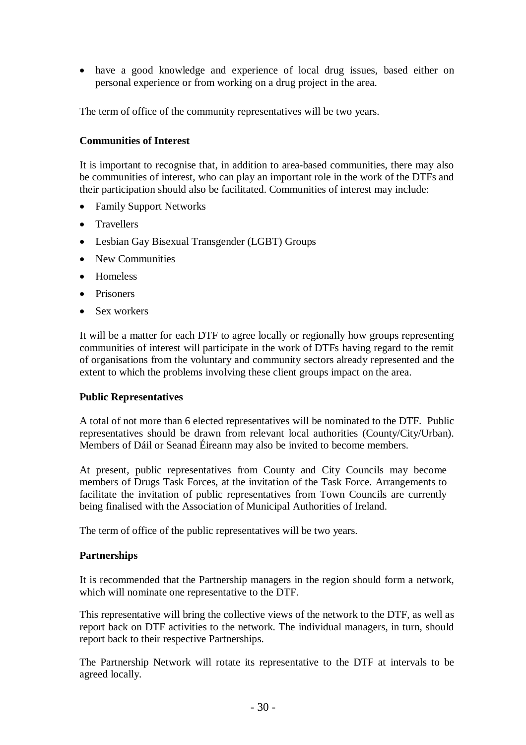- have a good knowledge and experience of local drug issues, based either on personal experience or from working on a drug project in the area.

The term of office of the community representatives will be two years.

**Communities of Interest**

It is important to recognise that, in addition to area-based communities, there may also be communities of interest, who can play an important role in the work of the DTFs and their participation should also be facilitated. Communities of interest may include:

- Family Support Networks
- Travellers
- Lesbian Gay Bisexual Transgender (LGBT) Groups
- New Communities
- Homeless
- Prisoners
- Sex workers

It will be a matter for each DTF to agree locally or regionally how groups representing communities of interest will participate in the work of DTFs having regard to the remit of organisations from the voluntary and community sectors already represented and the extent to which the problems involving these client groups impact on the area.

**Public Representatives**

A total of not more than 6 elected representatives will be nominated to the DTF. Public representatives should be drawn from relevant local authorities (County/City/Urban). Members of Dáil or Seanad Éireann may also be invited to become members.

At present, public representatives from County and City Councils may become members of Drugs Task Forces, at the invitation of the Task Force. Arrangements to facilitate the invitation of public representatives from Town Councils are currently being finalised with the Association of Municipal Authorities of Ireland.

The term of office of the public representatives will be two years.

**Partnerships**

It is recommended that the Partnership managers in the region should form a network, which will nominate one representative to the DTF.

This representative will bring the collective views of the network to the DTF, as well as report back on DTF activities to the network. The individual managers, in turn, should report back to their respective Partnerships.

The Partnership Network will rotate its representative to the DTF at intervals to be agreed locally.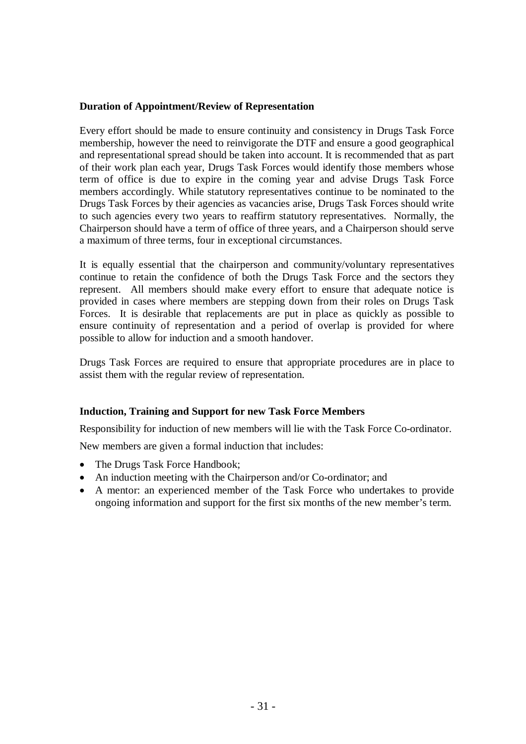**Duration of Appointment/Review of Representation**

Every effort should be made to ensure continuity and consistency in Drugs Task Force membership, however the need to reinvigorate the DTF and ensure a good geographical and representational spread should be taken into account. It is recommended that as part of their work plan each year, Drugs Task Forces would identify those members whose term of office is due to expire in the coming year and advise Drugs Task Force members accordingly. While statutory representatives continue to be nominated to the Drugs Task Forces by their agencies as vacancies arise, Drugs Task Forces should write to such agencies every two years to reaffirm statutory representatives. Normally, the Chairperson should have a term of office of three years, and a Chairperson should serve a maximum of three terms, four in exceptional circumstances.

It is equally essential that the chairperson and community/voluntary representatives continue to retain the confidence of both the Drugs Task Force and the sectors they represent. All members should make every effort to ensure that adequate notice is provided in cases where members are stepping down from their roles on Drugs Task Forces. It is desirable that replacements are put in place as quickly as possible to ensure continuity of representation and a period of overlap is provided for where possible to allow for induction and a smooth handover.

Drugs Task Forces are required to ensure that appropriate procedures are in place to assist them with the regular review of representation.

**Induction, Training and Support for new Task Force Members**

Responsibility for induction of new members will lie with the Task Force Co-ordinator.

New members are given a formal induction that includes:

- The Drugs Task Force Handbook;
- An induction meeting with the Chairperson and/or Co-ordinator; and
- A mentor: an experienced member of the Task Force who undertakes to provide ongoing information and support for the first six months of the new member's term.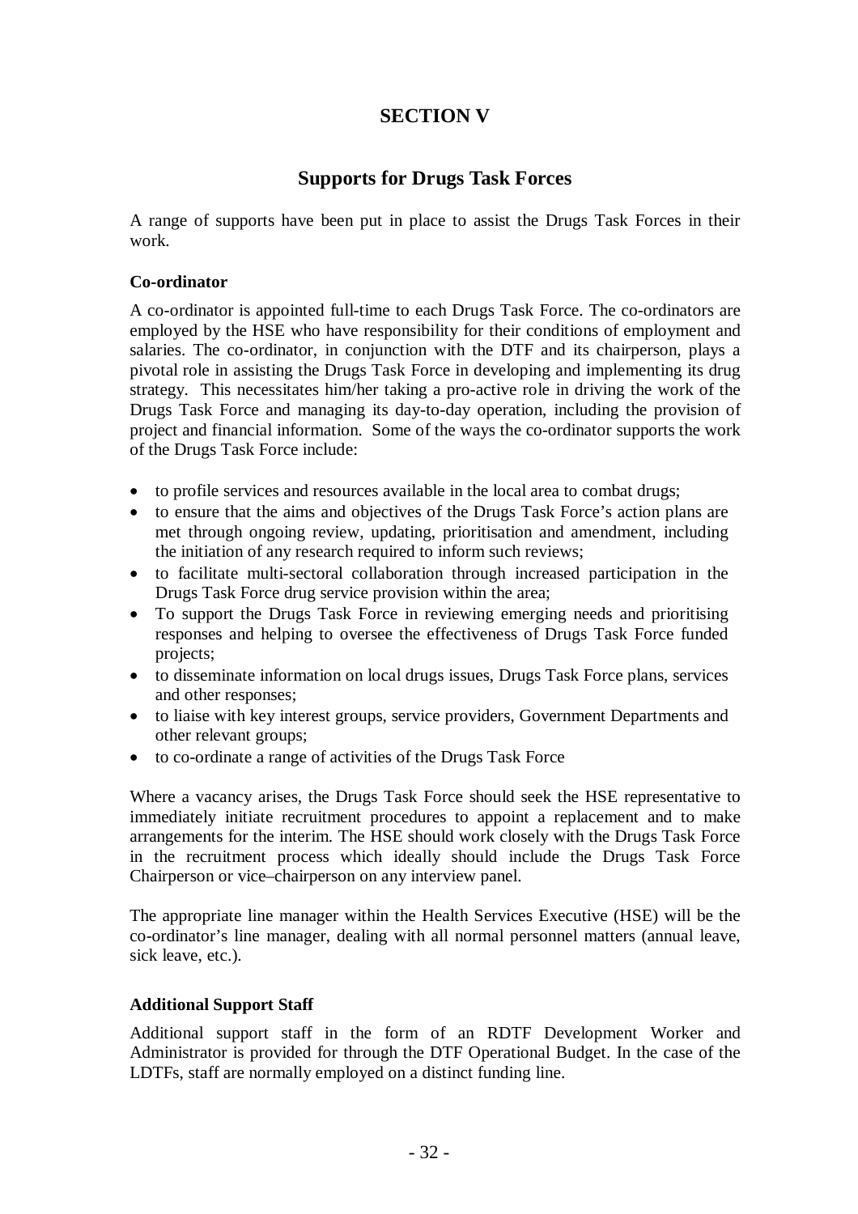# SECTION V

## Supports for Drugs Task Forces

A range of supports have been put in place to assist the Drugs Task Forces in their work.

### Co-ordinator

A co-ordinator is appointed full-time to each Drugs Task Force. The co-ordinators are employed by the HSE who have responsibility for their conditions of employment and salaries. The co-ordinator, in conjunction with the DTF and its chairperson, plays a pivotal role in assisting the Drugs Task Force in developing and implementing its drug strategy. This necessitates him/her taking a pro-active role in driving the work of the Drugs Task Force and managing its day-to-day operation, including the provision of project and financial information. Some of the ways the co-ordinator supports the work of the Drugs Task Force include:

- to profile services and resources available in the local area to combat drugs;
- to ensure that the aims and objectives of the Drugs Task Force's action plans are met through ongoing review, updating, prioritisation and amendment, including the initiation of any research required to inform such reviews;
- to facilitate multi-sectoral collaboration through increased participation in the Drugs Task Force drug service provision within the area;
- To support the Drugs Task Force in reviewing emerging needs and prioritising responses and helping to oversee the effectiveness of Drugs Task Force funded projects;
- to disseminate information on local drugs issues, Drugs Task Force plans, services and other responses;
- to liaise with key interest groups, service providers, Government Departments and other relevant groups;
- to co-ordinate a range of activities of the Drugs Task Force

Where a vacancy arises, the Drugs Task Force should seek the HSE representative to immediately initiate recruitment procedures to appoint a replacement and to make arrangements for the interim. The HSE should work closely with the Drugs Task Force in the recruitment process which ideally should include the Drugs Task Force Chairperson or vice–chairperson on any interview panel.

The appropriate line manager within the Health Services Executive (HSE) will be the co-ordinator's line manager, dealing with all normal personnel matters (annual leave, sick leave, etc.).

### Additional Support Staff

Additional support staff in the form of an RDTF Development Worker and Administrator is provided for through the DTF Operational Budget. In the case of the LDTFs, staff are normally employed on a distinct funding line.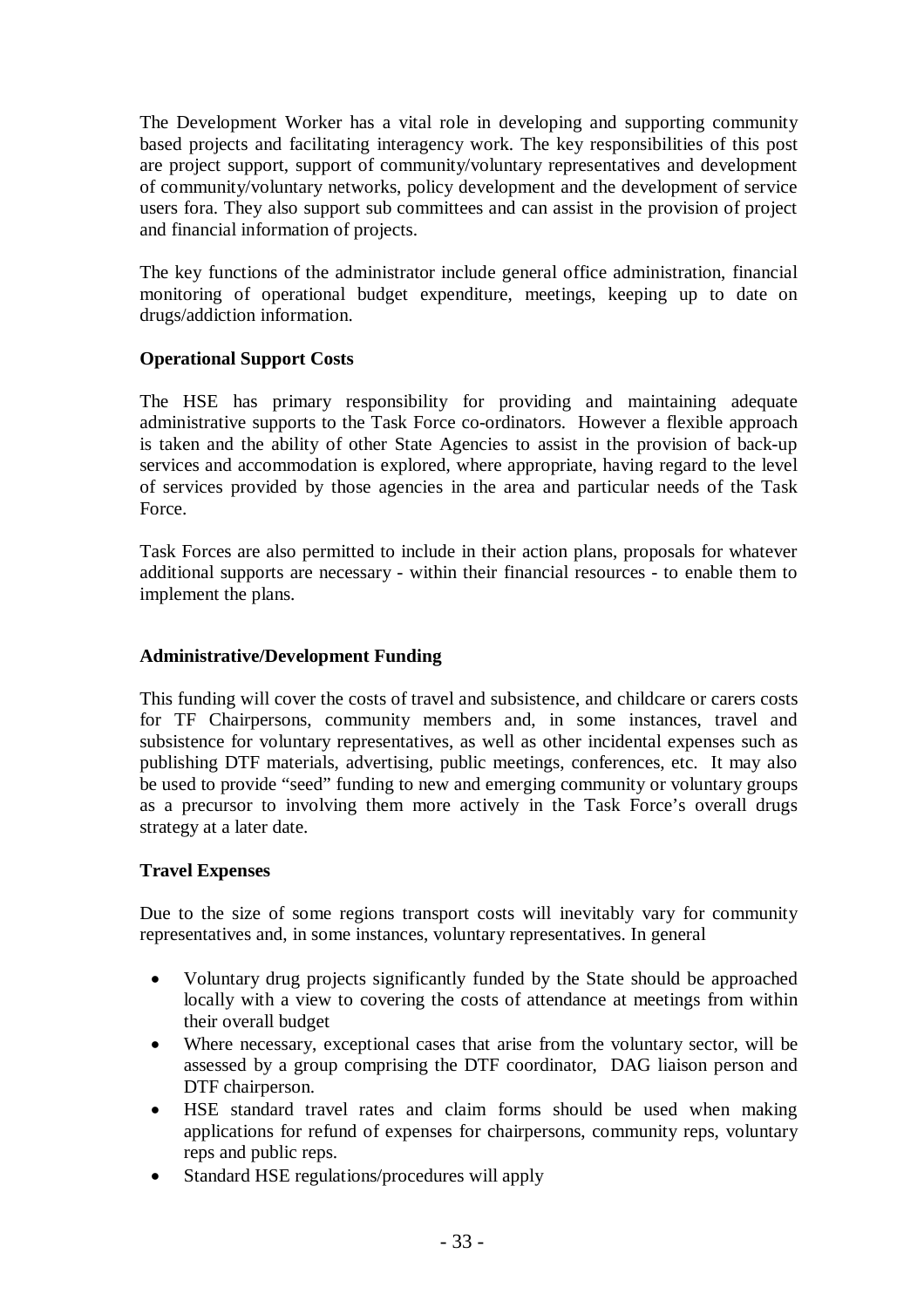The Development Worker has a vital role in developing and supporting community based projects and facilitating interagency work. The key responsibilities of this post are project support, support of community/voluntary representatives and development of community/voluntary networks, policy development and the development of service users fora. They also support sub committees and can assist in the provision of project and financial information of projects.

The key functions of the administrator include general office administration, financial monitoring of operational budget expenditure, meetings, keeping up to date on drugs/addiction information.

**Operational Support Costs**

The HSE has primary responsibility for providing and maintaining adequate administrative supports to the Task Force co-ordinators. However a flexible approach is taken and the ability of other State Agencies to assist in the provision of back-up services and accommodation is explored, where appropriate, having regard to the level of services provided by those agencies in the area and particular needs of the Task Force.

Task Forces are also permitted to include in their action plans, proposals for whatever additional supports are necessary - within their financial resources - to enable them to implement the plans.

**Administrative/Development Funding**

This funding will cover the costs of travel and subsistence, and childcare or carers costs for TF Chairpersons, community members and, in some instances, travel and subsistence for voluntary representatives, as well as other incidental expenses such as publishing DTF materials, advertising, public meetings, conferences, etc. It may also be used to provide "seed" funding to new and emerging community or voluntary groups as a precursor to involving them more actively in the Task Force's overall drugs strategy at a later date.

**Travel Expenses**

Due to the size of some regions transport costs will inevitably vary for community representatives and, in some instances, voluntary representatives. In general

- Voluntary drug projects significantly funded by the State should be approached locally with a view to covering the costs of attendance at meetings from within their overall budget
- Where necessary, exceptional cases that arise from the voluntary sector, will be assessed by a group comprising the DTF coordinator, DAG liaison person and DTF chairperson.
- HSE standard travel rates and claim forms should be used when making applications for refund of expenses for chairpersons, community reps, voluntary reps and public reps.
- Standard HSE regulations/procedures will apply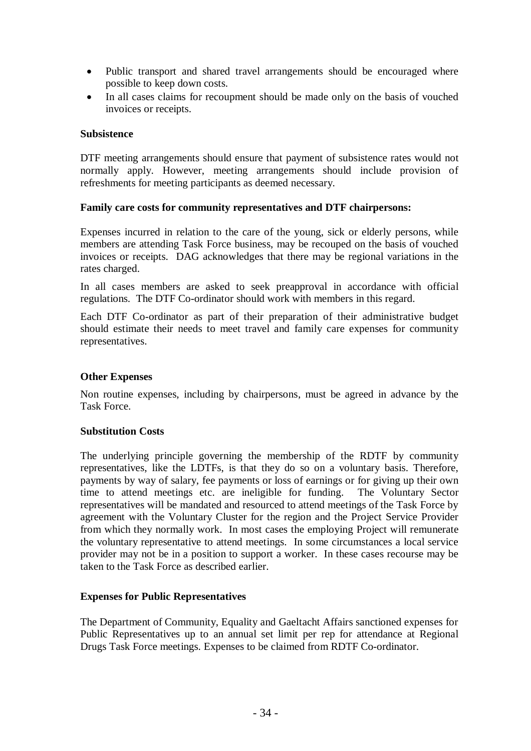- Public transport and shared travel arrangements should be encouraged where possible to keep down costs.
- In all cases claims for recoupment should be made only on the basis of vouched invoices or receipts.

**Subsistence**

DTF meeting arrangements should ensure that payment of subsistence rates would not normally apply. However, meeting arrangements should include provision of refreshments for meeting participants as deemed necessary.

**Family care costs for community representatives and DTF chairpersons:**

Expenses incurred in relation to the care of the young, sick or elderly persons, while members are attending Task Force business, may be recouped on the basis of vouched invoices or receipts. DAG acknowledges that there may be regional variations in the rates charged.

In all cases members are asked to seek preapproval in accordance with official regulations. The DTF Co-ordinator should work with members in this regard.

Each DTF Co-ordinator as part of their preparation of their administrative budget should estimate their needs to meet travel and family care expenses for community representatives.

**Other Expenses**

Non routine expenses, including by chairpersons, must be agreed in advance by the Task Force.

**Substitution Costs**

The underlying principle governing the membership of the RDTF by community representatives, like the LDTFs, is that they do so on a voluntary basis. Therefore, payments by way of salary, fee payments or loss of earnings or for giving up their own time to attend meetings etc. are ineligible for funding. The Voluntary Sector representatives will be mandated and resourced to attend meetings of the Task Force by agreement with the Voluntary Cluster for the region and the Project Service Provider from which they normally work. In most cases the employing Project will remunerate the voluntary representative to attend meetings. In some circumstances a local service provider may not be in a position to support a worker. In these cases recourse may be taken to the Task Force as described earlier.

**Expenses for Public Representatives**

The Department of Community, Equality and Gaeltacht Affairs sanctioned expenses for Public Representatives up to an annual set limit per rep for attendance at Regional Drugs Task Force meetings. Expenses to be claimed from RDTF Co-ordinator.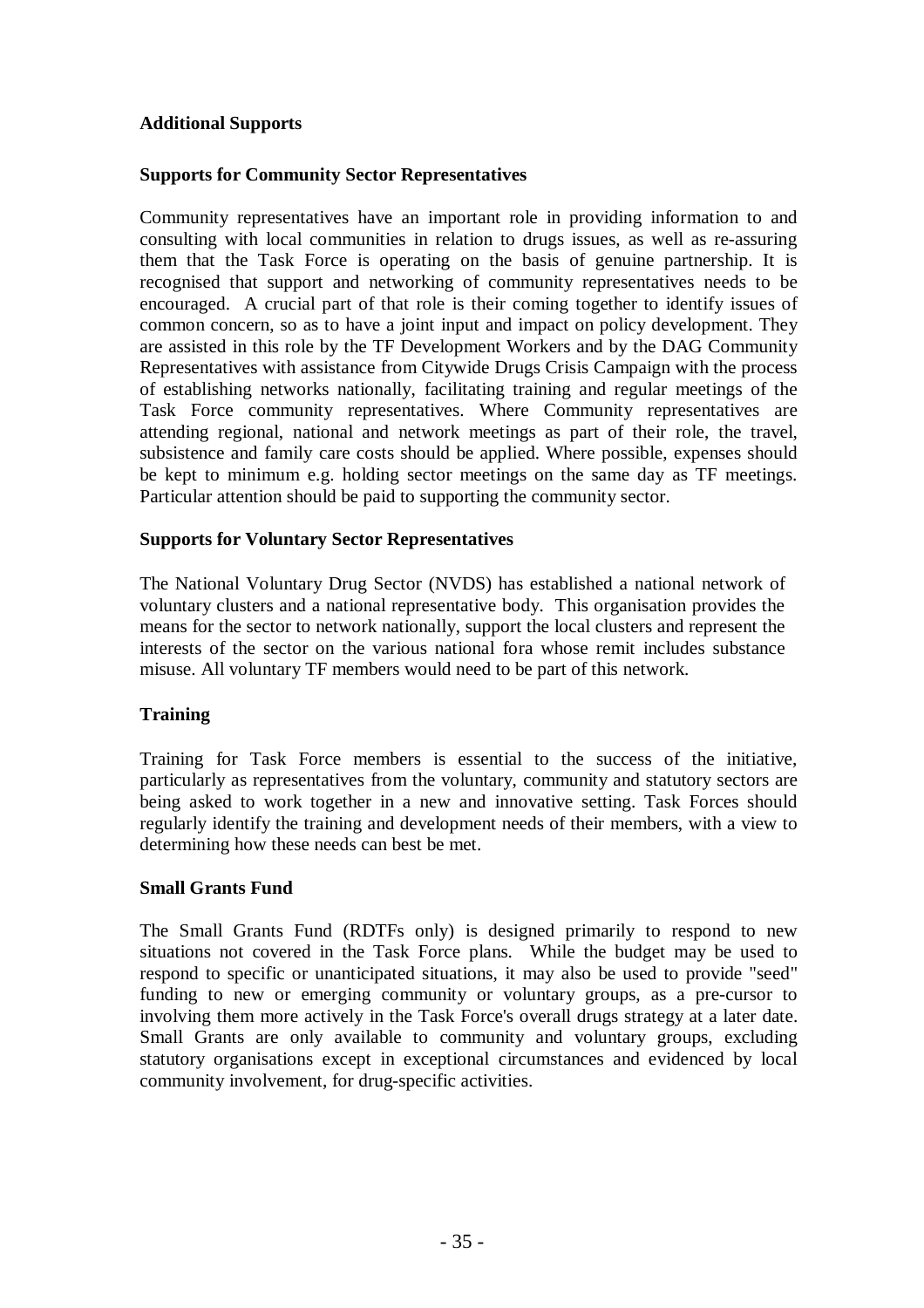## Additional Supports

### Supports for Community Sector Representatives

Community representatives have an important role in providing information to and consulting with local communities in relation to drugs issues, as well as re-assuring them that the Task Force is operating on the basis of genuine partnership. It is recognised that support and networking of community representatives needs to be encouraged. A crucial part of that role is their coming together to identify issues of common concern, so as to have a joint input and impact on policy development. They are assisted in this role by the TF Development Workers and by the DAG Community Representatives with assistance from Citywide Drugs Crisis Campaign with the process of establishing networks nationally, facilitating training and regular meetings of the Task Force community representatives. Where Community representatives are attending regional, national and network meetings as part of their role, the travel, subsistence and family care costs should be applied. Where possible, expenses should be kept to minimum e.g. holding sector meetings on the same day as TF meetings. Particular attention should be paid to supporting the community sector.

### Supports for Voluntary Sector Representatives

The National Voluntary Drug Sector (NVDS) has established a national network of voluntary clusters and a national representative body. This organisation provides the means for the sector to network nationally, support the local clusters and represent the interests of the sector on the various national fora whose remit includes substance misuse. All voluntary TF members would need to be part of this network.

### Training

Training for Task Force members is essential to the success of the initiative, particularly as representatives from the voluntary, community and statutory sectors are being asked to work together in a new and innovative setting. Task Forces should regularly identify the training and development needs of their members, with a view to determining how these needs can best be met.

### Small Grants Fund

The Small Grants Fund (RDTFs only) is designed primarily to respond to new situations not covered in the Task Force plans. While the budget may be used to respond to specific or unanticipated situations, it may also be used to provide "seed" funding to new or emerging community or voluntary groups, as a pre-cursor to involving them more actively in the Task Force's overall drugs strategy at a later date. Small Grants are only available to community and voluntary groups, excluding statutory organisations except in exceptional circumstances and evidenced by local community involvement, for drug-specific activities.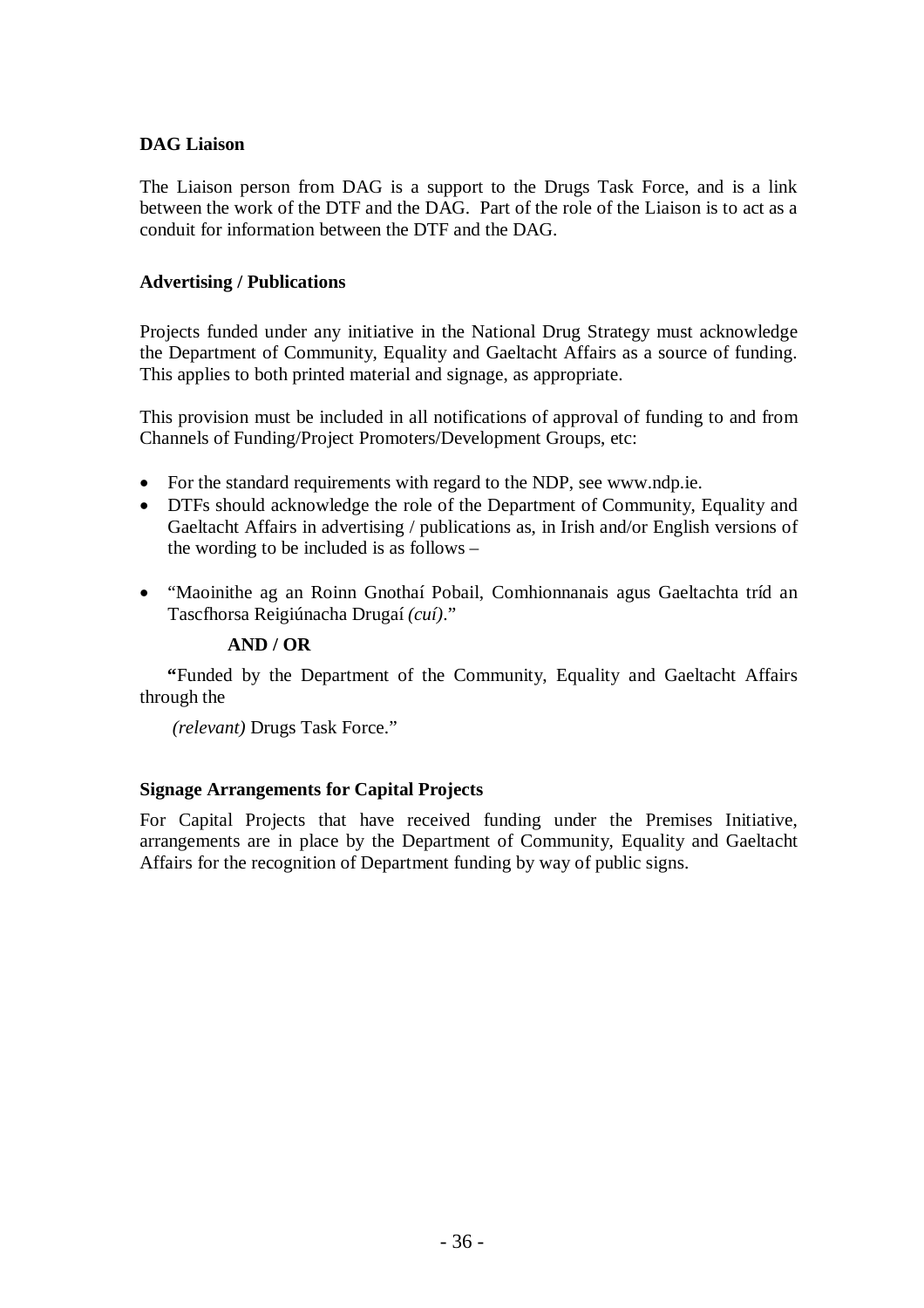**DAG Liaison**

The Liaison person from DAG is a support to the Drugs Task Force, and is a link between the work of the DTF and the DAG. Part of the role of the Liaison is to act as a conduit for information between the DTF and the DAG.

**Advertising / Publications**

Projects funded under any initiative in the National Drug Strategy must acknowledge the Department of Community, Equality and Gaeltacht Affairs as a source of funding. This applies to both printed material and signage, as appropriate.

This provision must be included in all notifications of approval of funding to and from Channels of Funding/Project Promoters/Development Groups, etc:

- For the standard requirements with regard to the NDP, see www.ndp.ie.
- DTFs should acknowledge the role of the Department of Community, Equality and Gaeltacht Affairs in advertising / publications as, in Irish and/or English versions of the wording to be included is as follows –

- "Maoinithe ag an Roinn Gnothaí Pobail, Comhionnanais agus Gaeltachta tríd an Tascfhorsa Reigiúnacha Drugaí *(cuí)*."

  **AND / OR**

  **"**Funded by the Department of the Community, Equality and Gaeltacht Affairs through the

  *(relevant)* Drugs Task Force."

**Signage Arrangements for Capital Projects**

For Capital Projects that have received funding under the Premises Initiative, arrangements are in place by the Department of Community, Equality and Gaeltacht Affairs for the recognition of Department funding by way of public signs.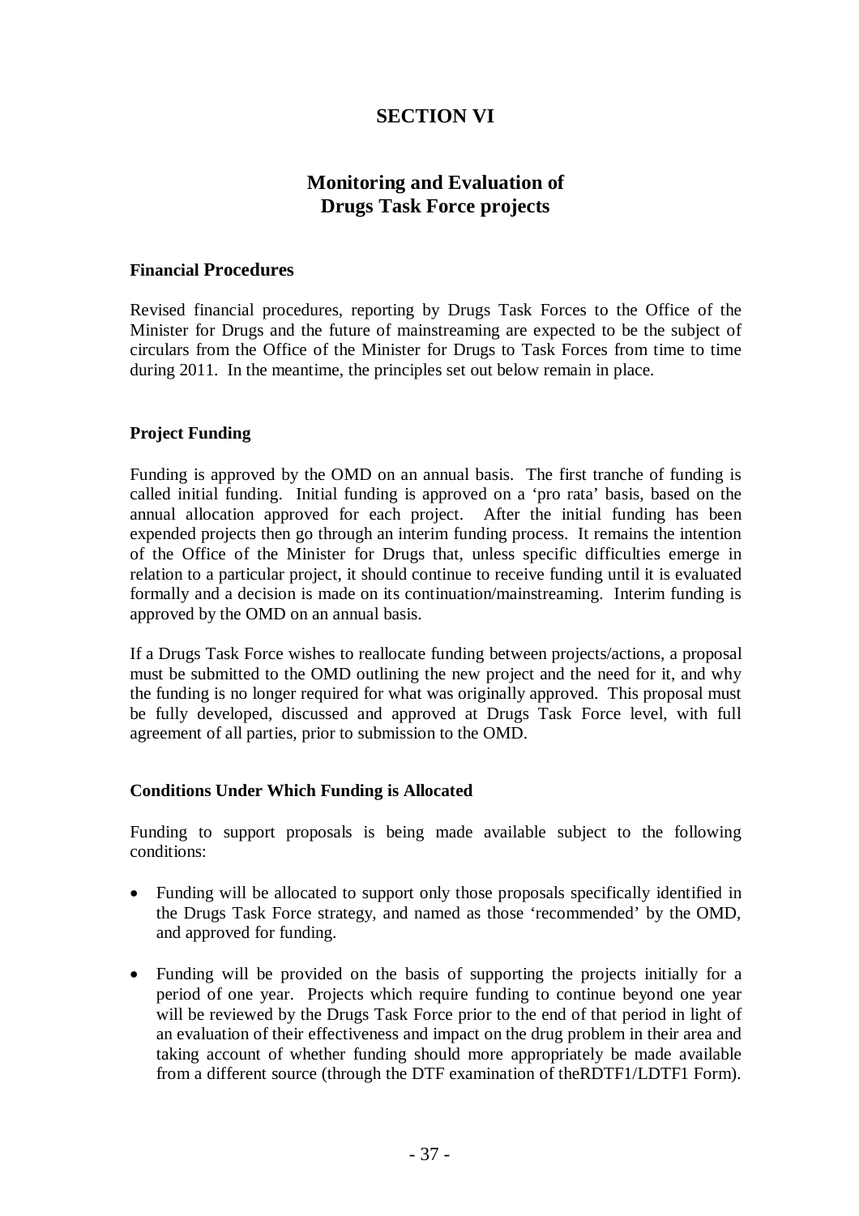# SECTION VI

## Monitoring and Evaluation of Drugs Task Force projects

### Financial Procedures

Revised financial procedures, reporting by Drugs Task Forces to the Office of the Minister for Drugs and the future of mainstreaming are expected to be the subject of circulars from the Office of the Minister for Drugs to Task Forces from time to time during 2011. In the meantime, the principles set out below remain in place.

### Project Funding

Funding is approved by the OMD on an annual basis. The first tranche of funding is called initial funding. Initial funding is approved on a 'pro rata' basis, based on the annual allocation approved for each project. After the initial funding has been expended projects then go through an interim funding process. It remains the intention of the Office of the Minister for Drugs that, unless specific difficulties emerge in relation to a particular project, it should continue to receive funding until it is evaluated formally and a decision is made on its continuation/mainstreaming. Interim funding is approved by the OMD on an annual basis.

If a Drugs Task Force wishes to reallocate funding between projects/actions, a proposal must be submitted to the OMD outlining the new project and the need for it, and why the funding is no longer required for what was originally approved. This proposal must be fully developed, discussed and approved at Drugs Task Force level, with full agreement of all parties, prior to submission to the OMD.

### Conditions Under Which Funding is Allocated

Funding to support proposals is being made available subject to the following conditions:

- Funding will be allocated to support only those proposals specifically identified in the Drugs Task Force strategy, and named as those 'recommended' by the OMD, and approved for funding.

- Funding will be provided on the basis of supporting the projects initially for a period of one year. Projects which require funding to continue beyond one year will be reviewed by the Drugs Task Force prior to the end of that period in light of an evaluation of their effectiveness and impact on the drug problem in their area and taking account of whether funding should more appropriately be made available from a different source (through the DTF examination of theRDTF1/LDTF1 Form).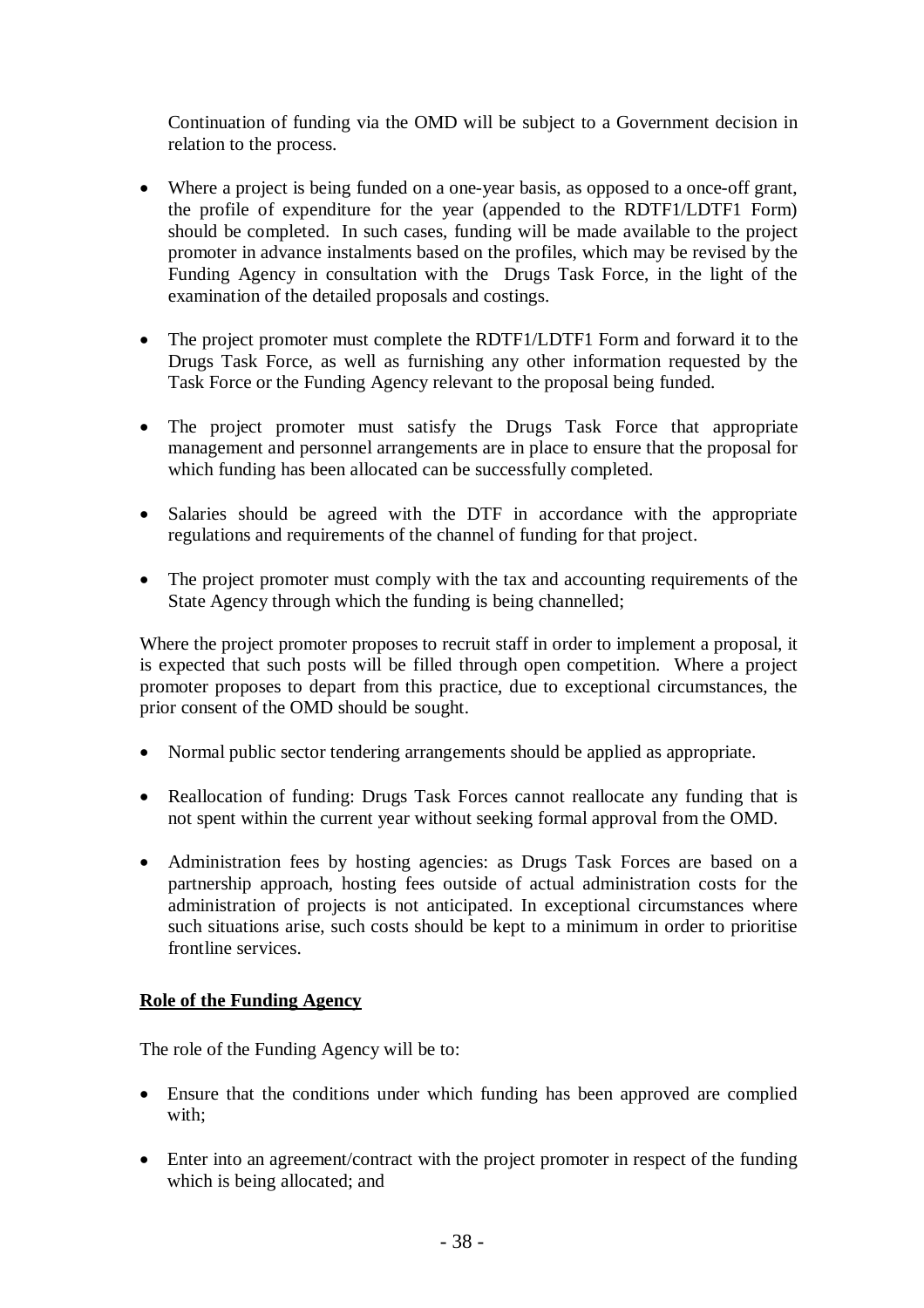Continuation of funding via the OMD will be subject to a Government decision in relation to the process.

- Where a project is being funded on a one-year basis, as opposed to a once-off grant, the profile of expenditure for the year (appended to the RDTF1/LDTF1 Form) should be completed. In such cases, funding will be made available to the project promoter in advance instalments based on the profiles, which may be revised by the Funding Agency in consultation with the Drugs Task Force, in the light of the examination of the detailed proposals and costings.

- The project promoter must complete the RDTF1/LDTF1 Form and forward it to the Drugs Task Force, as well as furnishing any other information requested by the Task Force or the Funding Agency relevant to the proposal being funded.

- The project promoter must satisfy the Drugs Task Force that appropriate management and personnel arrangements are in place to ensure that the proposal for which funding has been allocated can be successfully completed.

- Salaries should be agreed with the DTF in accordance with the appropriate regulations and requirements of the channel of funding for that project.

- The project promoter must comply with the tax and accounting requirements of the State Agency through which the funding is being channelled;

Where the project promoter proposes to recruit staff in order to implement a proposal, it is expected that such posts will be filled through open competition. Where a project promoter proposes to depart from this practice, due to exceptional circumstances, the prior consent of the OMD should be sought.

- Normal public sector tendering arrangements should be applied as appropriate.

- Reallocation of funding: Drugs Task Forces cannot reallocate any funding that is not spent within the current year without seeking formal approval from the OMD.

- Administration fees by hosting agencies: as Drugs Task Forces are based on a partnership approach, hosting fees outside of actual administration costs for the administration of projects is not anticipated. In exceptional circumstances where such situations arise, such costs should be kept to a minimum in order to prioritise frontline services.

**Role of the Funding Agency**

The role of the Funding Agency will be to:

- Ensure that the conditions under which funding has been approved are complied with;

- Enter into an agreement/contract with the project promoter in respect of the funding which is being allocated; and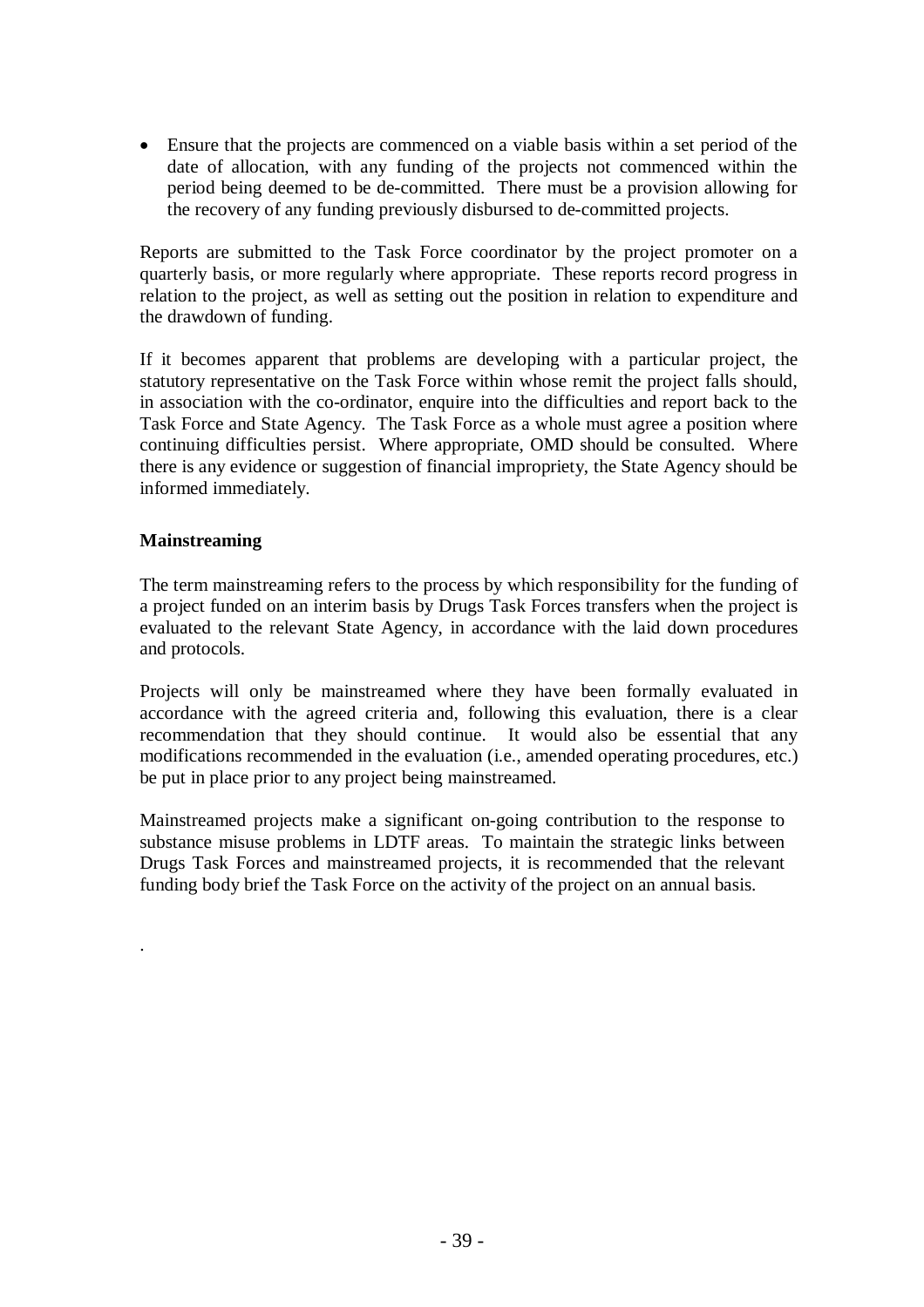- Ensure that the projects are commenced on a viable basis within a set period of the date of allocation, with any funding of the projects not commenced within the period being deemed to be de-committed. There must be a provision allowing for the recovery of any funding previously disbursed to de-committed projects.

Reports are submitted to the Task Force coordinator by the project promoter on a quarterly basis, or more regularly where appropriate. These reports record progress in relation to the project, as well as setting out the position in relation to expenditure and the drawdown of funding.

If it becomes apparent that problems are developing with a particular project, the statutory representative on the Task Force within whose remit the project falls should, in association with the co-ordinator, enquire into the difficulties and report back to the Task Force and State Agency. The Task Force as a whole must agree a position where continuing difficulties persist. Where appropriate, OMD should be consulted. Where there is any evidence or suggestion of financial impropriety, the State Agency should be informed immediately.

**Mainstreaming**

The term mainstreaming refers to the process by which responsibility for the funding of a project funded on an interim basis by Drugs Task Forces transfers when the project is evaluated to the relevant State Agency, in accordance with the laid down procedures and protocols.

Projects will only be mainstreamed where they have been formally evaluated in accordance with the agreed criteria and, following this evaluation, there is a clear recommendation that they should continue. It would also be essential that any modifications recommended in the evaluation (i.e., amended operating procedures, etc.) be put in place prior to any project being mainstreamed.

Mainstreamed projects make a significant on-going contribution to the response to substance misuse problems in LDTF areas. To maintain the strategic links between Drugs Task Forces and mainstreamed projects, it is recommended that the relevant funding body brief the Task Force on the activity of the project on an annual basis.

.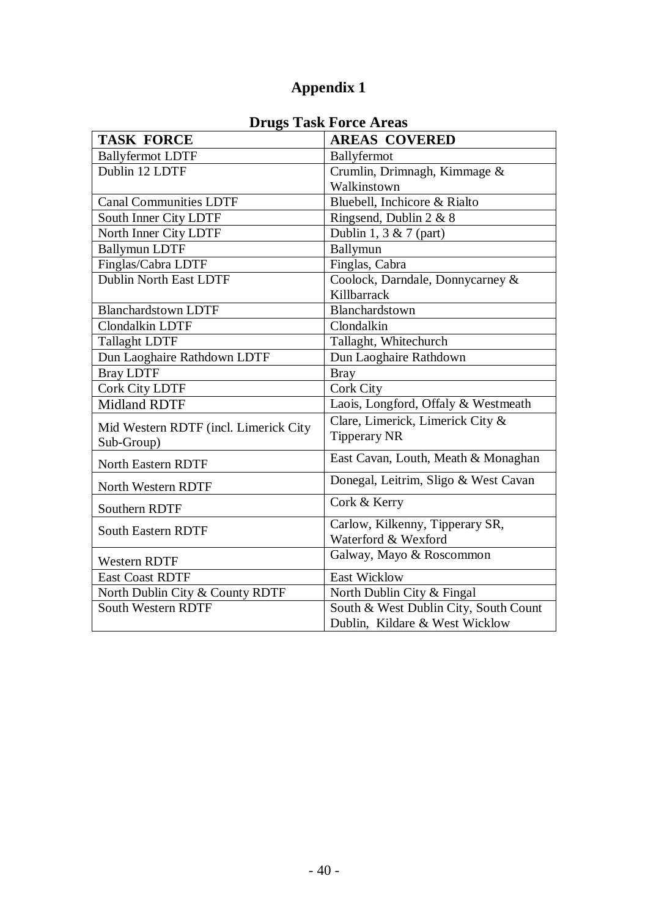# Appendix 1

## Drugs Task Force Areas

| TASK FORCE | AREAS COVERED |
|---|---|
| Ballyfermot LDTF | Ballyfermot |
| Dublin 12 LDTF | Crumlin, Drimnagh, Kimmage & Walkinstown |
| Canal Communities LDTF | Bluebell, Inchicore & Rialto |
| South Inner City LDTF | Ringsend, Dublin 2 & 8 |
| North Inner City LDTF | Dublin 1, 3 & 7 (part) |
| Ballymun LDTF | Ballymun |
| Finglas/Cabra LDTF | Finglas, Cabra |
| Dublin North East LDTF | Coolock, Darndale, Donnycarney & Killbarrack |
| Blanchardstown LDTF | Blanchardstown |
| Clondalkin LDTF | Clondalkin |
| Tallaght LDTF | Tallaght, Whitechurch |
| Dun Laoghaire Rathdown LDTF | Dun Laoghaire Rathdown |
| Bray LDTF | Bray |
| Cork City LDTF | Cork City |
| Midland RDTF | Laois, Longford, Offaly & Westmeath |
| Mid Western RDTF (incl. Limerick City Sub-Group) | Clare, Limerick, Limerick City & Tipperary NR |
| North Eastern RDTF | East Cavan, Louth, Meath & Monaghan |
| North Western RDTF | Donegal, Leitrim, Sligo & West Cavan |
| Southern RDTF | Cork & Kerry |
| South Eastern RDTF | Carlow, Kilkenny, Tipperary SR, Waterford & Wexford |
| Western RDTF | Galway, Mayo & Roscommon |
| East Coast RDTF | East Wicklow |
| North Dublin City & County RDTF | North Dublin City & Fingal |
| South Western RDTF | South & West Dublin City, South Count Dublin, Kildare & West Wicklow |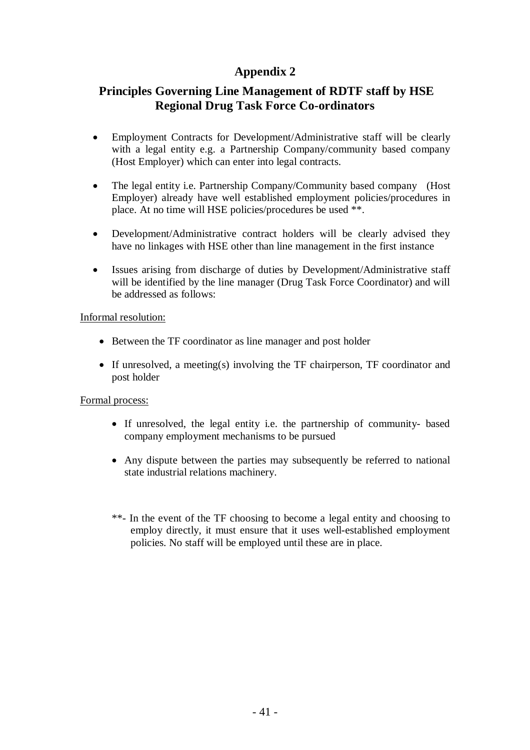# Appendix 2

## Principles Governing Line Management of RDTF staff by HSE Regional Drug Task Force Co-ordinators

- Employment Contracts for Development/Administrative staff will be clearly with a legal entity e.g. a Partnership Company/community based company (Host Employer) which can enter into legal contracts.
- The legal entity i.e. Partnership Company/Community based company (Host Employer) already have well established employment policies/procedures in place. At no time will HSE policies/procedures be used **.
- Development/Administrative contract holders will be clearly advised they have no linkages with HSE other than line management in the first instance
- Issues arising from discharge of duties by Development/Administrative staff will be identified by the line manager (Drug Task Force Coordinator) and will be addressed as follows:

Informal resolution:

- Between the TF coordinator as line manager and post holder
- If unresolved, a meeting(s) involving the TF chairperson, TF coordinator and post holder

Formal process:

- If unresolved, the legal entity i.e. the partnership of community- based company employment mechanisms to be pursued
- Any dispute between the parties may subsequently be referred to national state industrial relations machinery.

**- In the event of the TF choosing to become a legal entity and choosing to employ directly, it must ensure that it uses well-established employment policies. No staff will be employed until these are in place.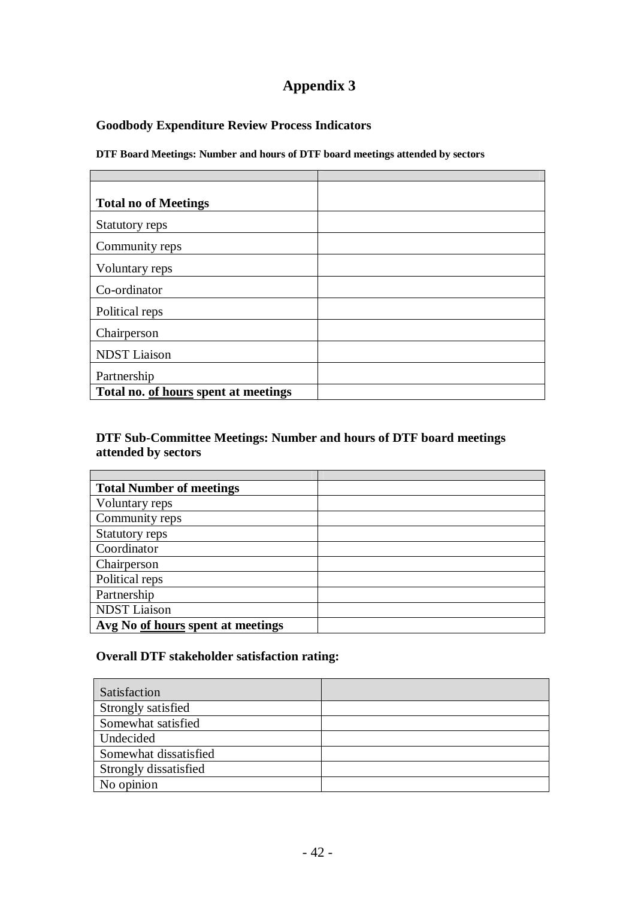# Appendix 3

### Goodbody Expenditure Review Process Indicators

**DTF Board Meetings: Number and hours of DTF board meetings attended by sectors**

| | |
|---|---|
| **Total no of Meetings** | |
| Statutory reps | |
| Community reps | |
| Voluntary reps | |
| Co-ordinator | |
| Political reps | |
| Chairperson | |
| NDST Liaison | |
| Partnership | |
| **Total no. <u>of hours</u> spent at meetings** | |

**DTF Sub-Committee Meetings: Number and hours of DTF board meetings attended by sectors**

| | |
|---|---|
| **Total Number of meetings** | |
| Voluntary reps | |
| Community reps | |
| Statutory reps | |
| Coordinator | |
| Chairperson | |
| Political reps | |
| Partnership | |
| NDST Liaison | |
| **Avg No <u>of hours</u> spent at meetings** | |

**Overall DTF stakeholder satisfaction rating:**

| Satisfaction | |
|---|---|
| Strongly satisfied | |
| Somewhat satisfied | |
| Undecided | |
| Somewhat dissatisfied | |
| Strongly dissatisfied | |
| No opinion | |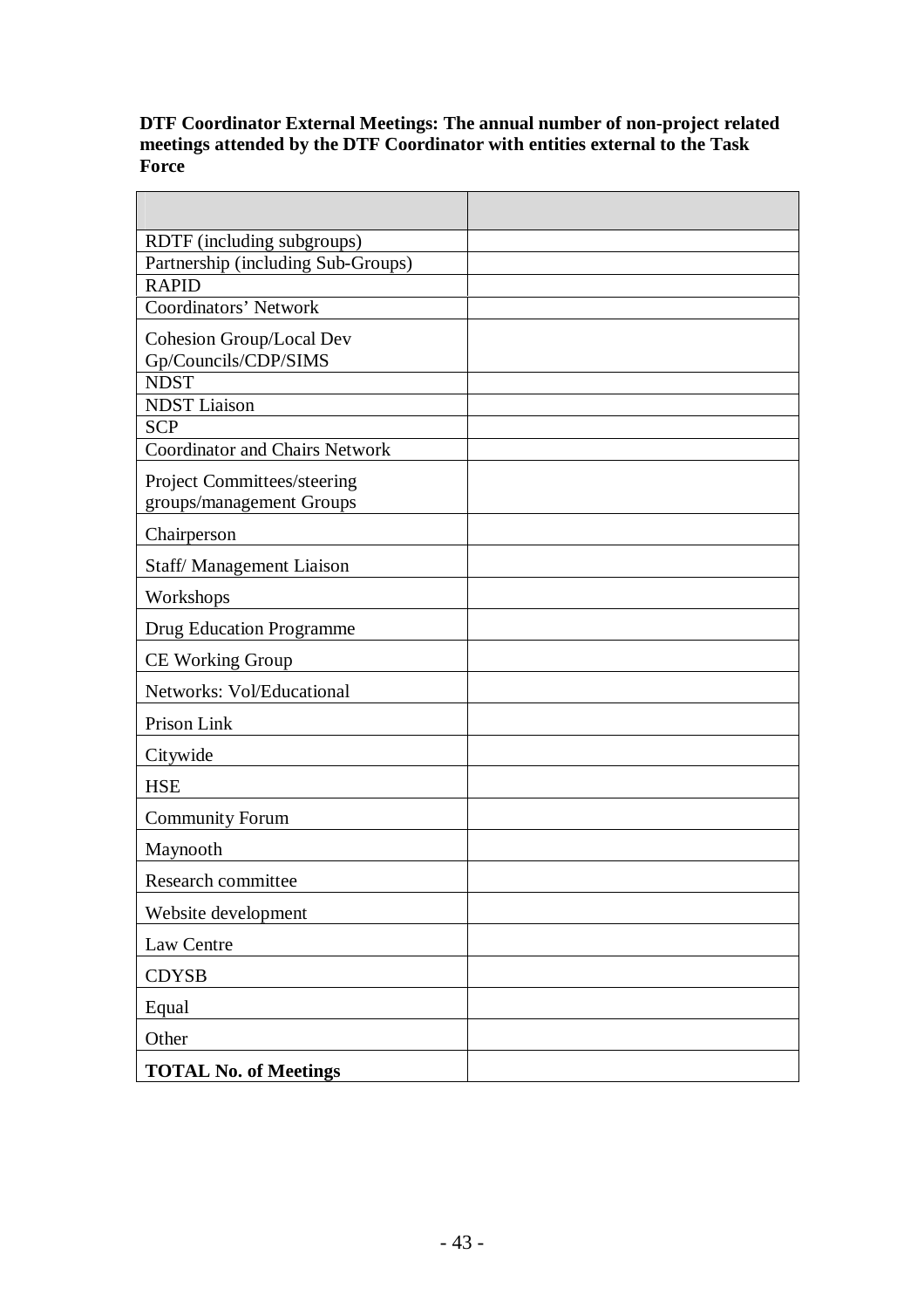**DTF Coordinator External Meetings: The annual number of non-project related meetings attended by the DTF Coordinator with entities external to the Task Force**

| | |
|---|---|
| RDTF (including subgroups) | |
| Partnership (including Sub-Groups) | |
| RAPID | |
| Coordinators' Network | |
| Cohesion Group/Local Dev Gp/Councils/CDP/SIMS | |
| NDST | |
| NDST Liaison | |
| SCP | |
| Coordinator and Chairs Network | |
| Project Committees/steering groups/management Groups | |
| Chairperson | |
| Staff/ Management Liaison | |
| Workshops | |
| Drug Education Programme | |
| CE Working Group | |
| Networks: Vol/Educational | |
| Prison Link | |
| Citywide | |
| HSE | |
| Community Forum | |
| Maynooth | |
| Research committee | |
| Website development | |
| Law Centre | |
| CDYSB | |
| Equal | |
| Other | |
| **TOTAL No. of Meetings** | |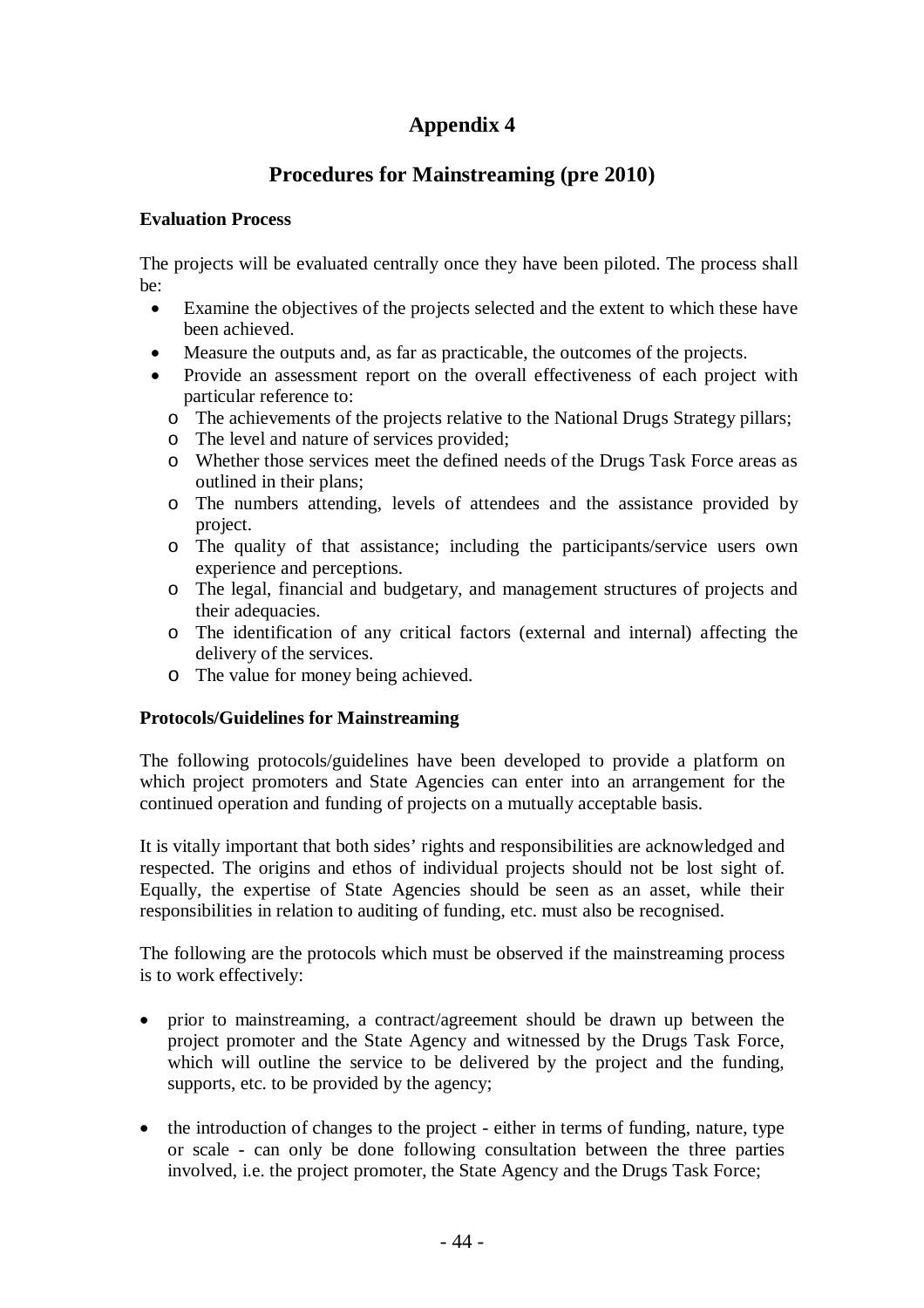# Appendix 4

## Procedures for Mainstreaming (pre 2010)

**Evaluation Process**

The projects will be evaluated centrally once they have been piloted. The process shall be:

- Examine the objectives of the projects selected and the extent to which these have been achieved.
- Measure the outputs and, as far as practicable, the outcomes of the projects.
- Provide an assessment report on the overall effectiveness of each project with particular reference to:
  - The achievements of the projects relative to the National Drugs Strategy pillars;
  - The level and nature of services provided;
  - Whether those services meet the defined needs of the Drugs Task Force areas as outlined in their plans;
  - The numbers attending, levels of attendees and the assistance provided by project.
  - The quality of that assistance; including the participants/service users own experience and perceptions.
  - The legal, financial and budgetary, and management structures of projects and their adequacies.
  - The identification of any critical factors (external and internal) affecting the delivery of the services.
  - The value for money being achieved.

**Protocols/Guidelines for Mainstreaming**

The following protocols/guidelines have been developed to provide a platform on which project promoters and State Agencies can enter into an arrangement for the continued operation and funding of projects on a mutually acceptable basis.

It is vitally important that both sides' rights and responsibilities are acknowledged and respected. The origins and ethos of individual projects should not be lost sight of. Equally, the expertise of State Agencies should be seen as an asset, while their responsibilities in relation to auditing of funding, etc. must also be recognised.

The following are the protocols which must be observed if the mainstreaming process is to work effectively:

- prior to mainstreaming, a contract/agreement should be drawn up between the project promoter and the State Agency and witnessed by the Drugs Task Force, which will outline the service to be delivered by the project and the funding, supports, etc. to be provided by the agency;
- the introduction of changes to the project - either in terms of funding, nature, type or scale - can only be done following consultation between the three parties involved, i.e. the project promoter, the State Agency and the Drugs Task Force;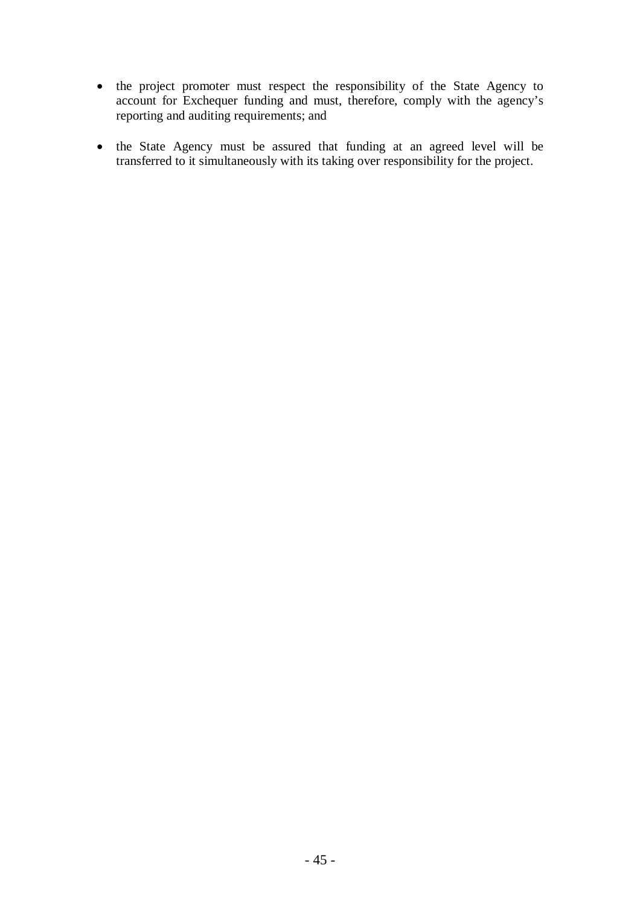- the project promoter must respect the responsibility of the State Agency to account for Exchequer funding and must, therefore, comply with the agency's reporting and auditing requirements; and

- the State Agency must be assured that funding at an agreed level will be transferred to it simultaneously with its taking over responsibility for the project.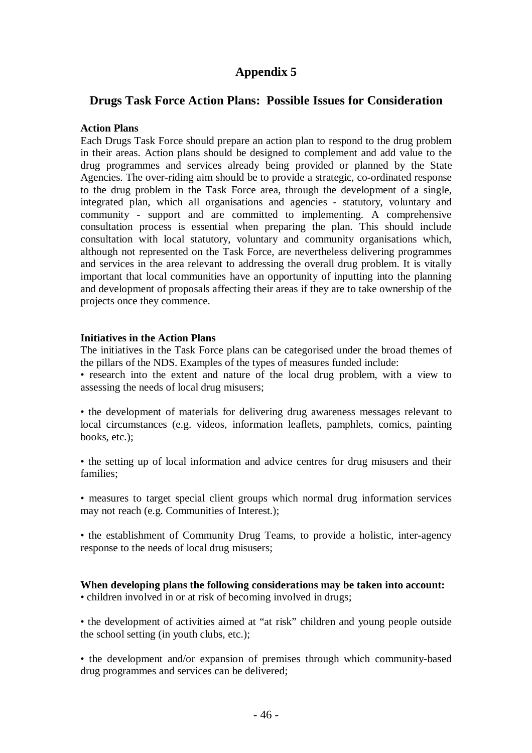# Appendix 5

## Drugs Task Force Action Plans: Possible Issues for Consideration

**Action Plans**

Each Drugs Task Force should prepare an action plan to respond to the drug problem in their areas. Action plans should be designed to complement and add value to the drug programmes and services already being provided or planned by the State Agencies. The over-riding aim should be to provide a strategic, co-ordinated response to the drug problem in the Task Force area, through the development of a single, integrated plan, which all organisations and agencies - statutory, voluntary and community - support and are committed to implementing. A comprehensive consultation process is essential when preparing the plan. This should include consultation with local statutory, voluntary and community organisations which, although not represented on the Task Force, are nevertheless delivering programmes and services in the area relevant to addressing the overall drug problem. It is vitally important that local communities have an opportunity of inputting into the planning and development of proposals affecting their areas if they are to take ownership of the projects once they commence.

**Initiatives in the Action Plans**

The initiatives in the Task Force plans can be categorised under the broad themes of the pillars of the NDS. Examples of the types of measures funded include:

- research into the extent and nature of the local drug problem, with a view to assessing the needs of local drug misusers;
- the development of materials for delivering drug awareness messages relevant to local circumstances (e.g. videos, information leaflets, pamphlets, comics, painting books, etc.);
- the setting up of local information and advice centres for drug misusers and their families;
- measures to target special client groups which normal drug information services may not reach (e.g. Communities of Interest.);
- the establishment of Community Drug Teams, to provide a holistic, inter-agency response to the needs of local drug misusers;

**When developing plans the following considerations may be taken into account:**

- children involved in or at risk of becoming involved in drugs;
- the development of activities aimed at "at risk" children and young people outside the school setting (in youth clubs, etc.);
- the development and/or expansion of premises through which community-based drug programmes and services can be delivered;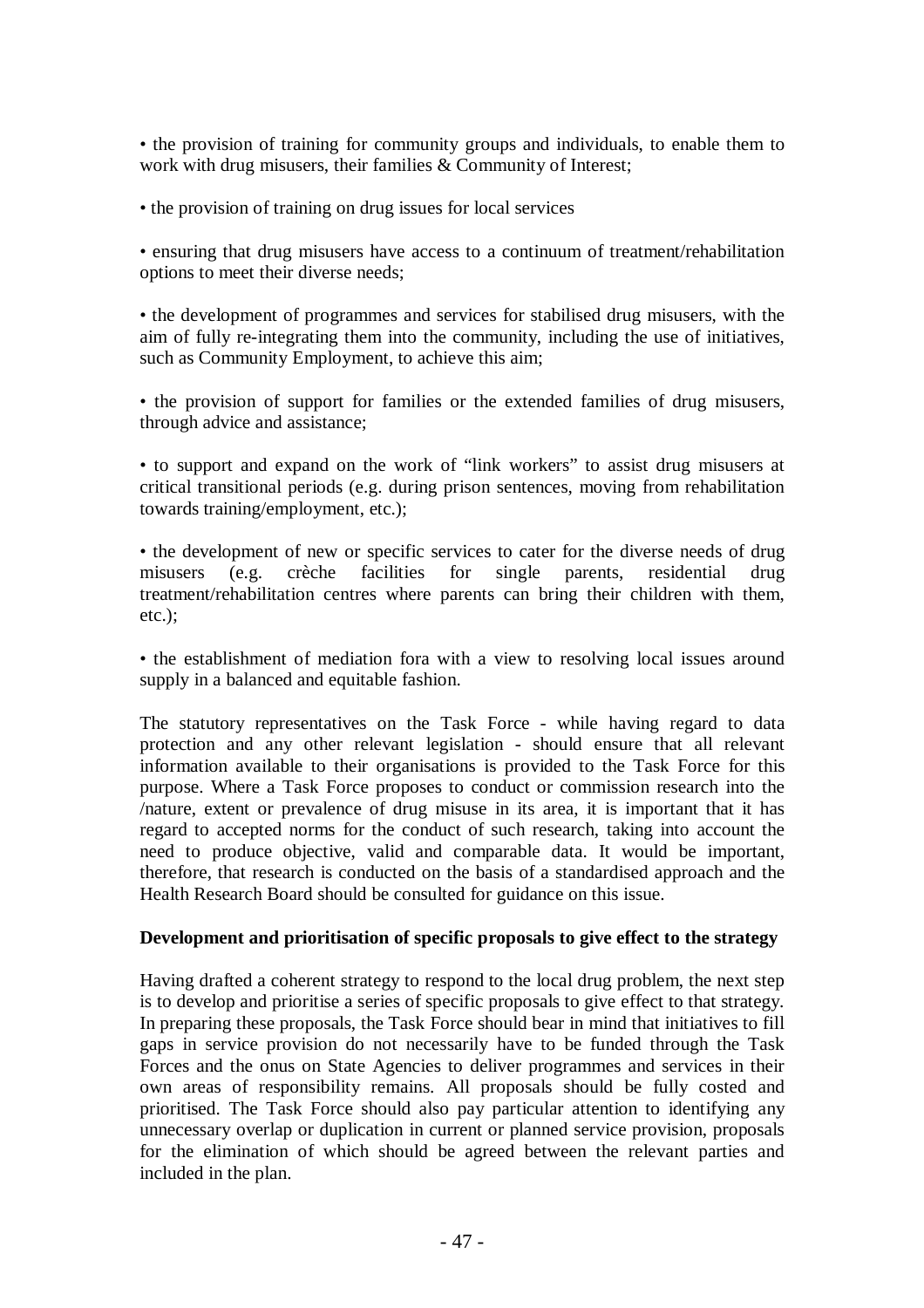• the provision of training for community groups and individuals, to enable them to work with drug misusers, their families & Community of Interest;

• the provision of training on drug issues for local services

• ensuring that drug misusers have access to a continuum of treatment/rehabilitation options to meet their diverse needs;

• the development of programmes and services for stabilised drug misusers, with the aim of fully re-integrating them into the community, including the use of initiatives, such as Community Employment, to achieve this aim;

• the provision of support for families or the extended families of drug misusers, through advice and assistance;

• to support and expand on the work of "link workers" to assist drug misusers at critical transitional periods (e.g. during prison sentences, moving from rehabilitation towards training/employment, etc.);

• the development of new or specific services to cater for the diverse needs of drug misusers (e.g. crèche facilities for single parents, residential drug treatment/rehabilitation centres where parents can bring their children with them, etc.);

• the establishment of mediation fora with a view to resolving local issues around supply in a balanced and equitable fashion.

The statutory representatives on the Task Force - while having regard to data protection and any other relevant legislation - should ensure that all relevant information available to their organisations is provided to the Task Force for this purpose. Where a Task Force proposes to conduct or commission research into the /nature, extent or prevalence of drug misuse in its area, it is important that it has regard to accepted norms for the conduct of such research, taking into account the need to produce objective, valid and comparable data. It would be important, therefore, that research is conducted on the basis of a standardised approach and the Health Research Board should be consulted for guidance on this issue.

**Development and prioritisation of specific proposals to give effect to the strategy**

Having drafted a coherent strategy to respond to the local drug problem, the next step is to develop and prioritise a series of specific proposals to give effect to that strategy. In preparing these proposals, the Task Force should bear in mind that initiatives to fill gaps in service provision do not necessarily have to be funded through the Task Forces and the onus on State Agencies to deliver programmes and services in their own areas of responsibility remains. All proposals should be fully costed and prioritised. The Task Force should also pay particular attention to identifying any unnecessary overlap or duplication in current or planned service provision, proposals for the elimination of which should be agreed between the relevant parties and included in the plan.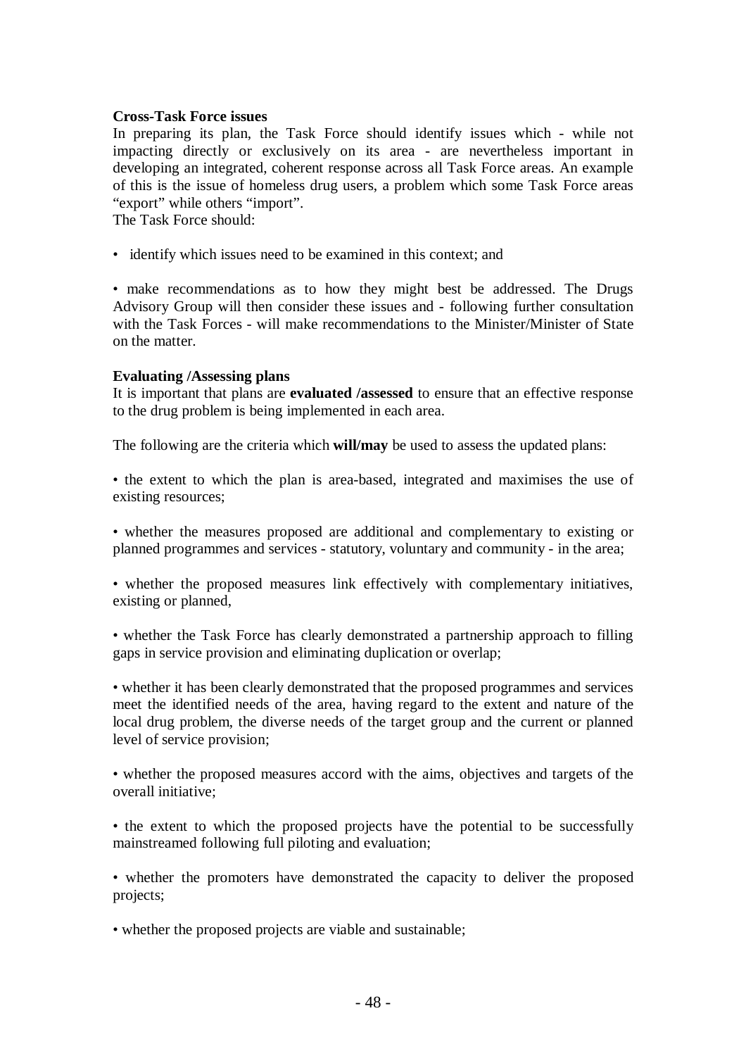**Cross-Task Force issues**

In preparing its plan, the Task Force should identify issues which - while not impacting directly or exclusively on its area - are nevertheless important in developing an integrated, coherent response across all Task Force areas. An example of this is the issue of homeless drug users, a problem which some Task Force areas "export" while others "import".

The Task Force should:

- identify which issues need to be examined in this context; and

- make recommendations as to how they might best be addressed. The Drugs Advisory Group will then consider these issues and - following further consultation with the Task Forces - will make recommendations to the Minister/Minister of State on the matter.

**Evaluating /Assessing plans**

It is important that plans are **evaluated /assessed** to ensure that an effective response to the drug problem is being implemented in each area.

The following are the criteria which **will/may** be used to assess the updated plans:

- the extent to which the plan is area-based, integrated and maximises the use of existing resources;

- whether the measures proposed are additional and complementary to existing or planned programmes and services - statutory, voluntary and community - in the area;

- whether the proposed measures link effectively with complementary initiatives, existing or planned,

- whether the Task Force has clearly demonstrated a partnership approach to filling gaps in service provision and eliminating duplication or overlap;

- whether it has been clearly demonstrated that the proposed programmes and services meet the identified needs of the area, having regard to the extent and nature of the local drug problem, the diverse needs of the target group and the current or planned level of service provision;

- whether the proposed measures accord with the aims, objectives and targets of the overall initiative;

- the extent to which the proposed projects have the potential to be successfully mainstreamed following full piloting and evaluation;

- whether the promoters have demonstrated the capacity to deliver the proposed projects;

- whether the proposed projects are viable and sustainable;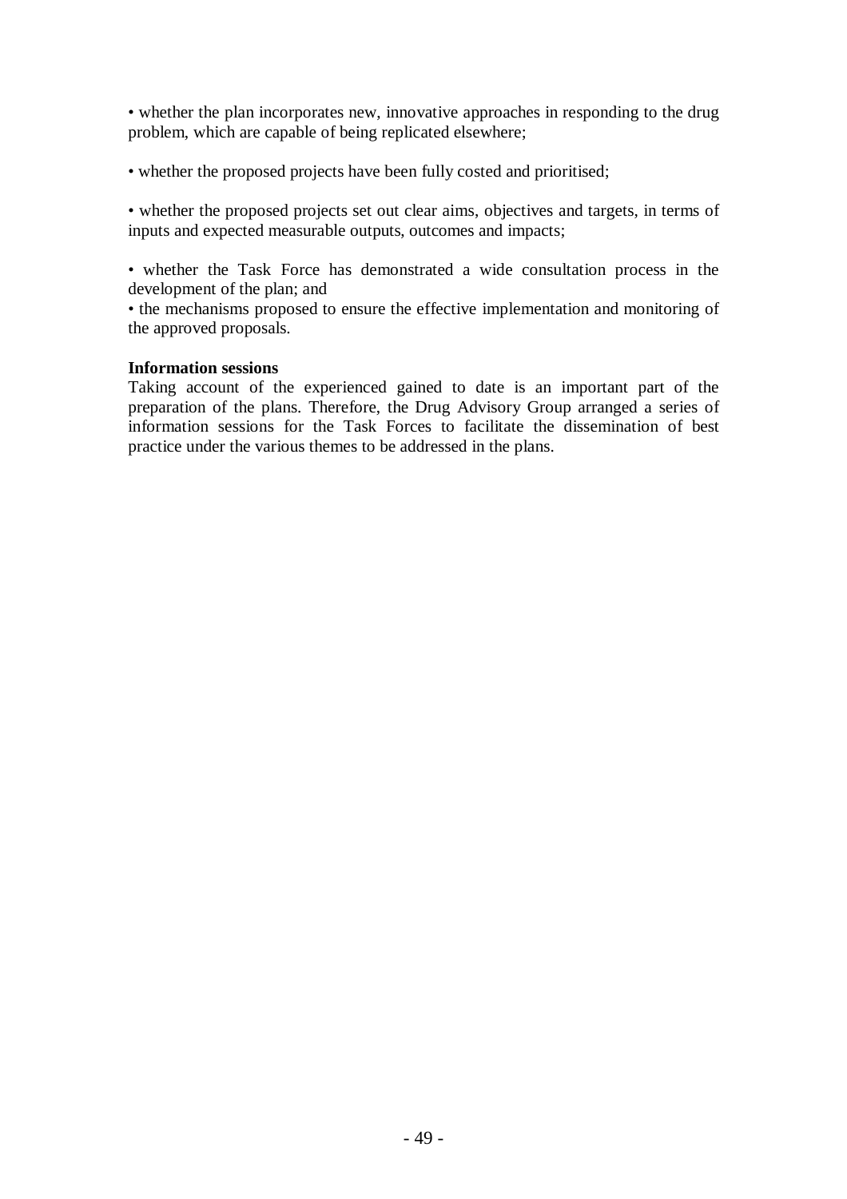• whether the plan incorporates new, innovative approaches in responding to the drug problem, which are capable of being replicated elsewhere;

• whether the proposed projects have been fully costed and prioritised;

• whether the proposed projects set out clear aims, objectives and targets, in terms of inputs and expected measurable outputs, outcomes and impacts;

• whether the Task Force has demonstrated a wide consultation process in the development of the plan; and

• the mechanisms proposed to ensure the effective implementation and monitoring of the approved proposals.

**Information sessions**

Taking account of the experienced gained to date is an important part of the preparation of the plans. Therefore, the Drug Advisory Group arranged a series of information sessions for the Task Forces to facilitate the dissemination of best practice under the various themes to be addressed in the plans.